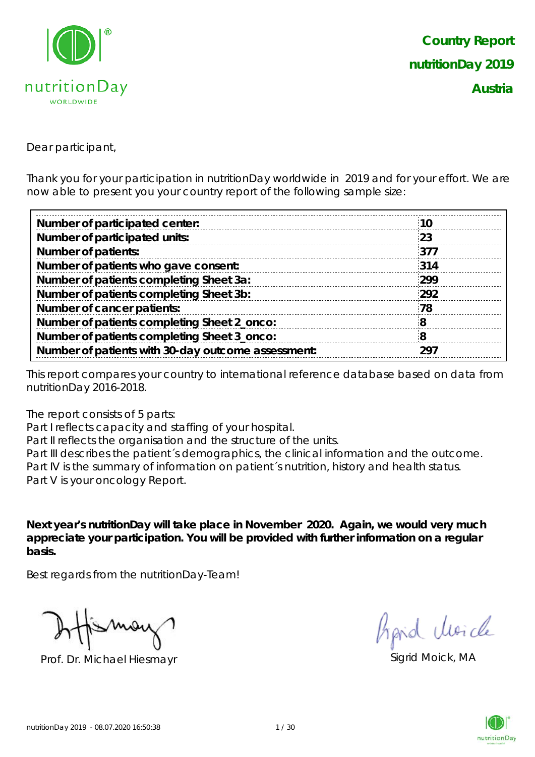**Country Report**

**nutritionDay 2019**

**Austria**

Dear participant,

Thank you for your participation in nutritionDay worldwide in 2019 and for your effort. We are now able to present you your country report of the following sample size:

| | |
|---|---|
| **Number of participated center:** | **10** |
| **Number of participated units:** | **23** |
| **Number of patients:** | **377** |
| **Number of patients who gave consent:** | **314** |
| **Number of patients completing Sheet 3a:** | **299** |
| **Number of patients completing Sheet 3b:** | **292** |
| **Number of cancer patients:** | **78** |
| **Number of patients completing Sheet 2_onco:** | **8** |
| **Number of patients completing Sheet 3_onco:** | **8** |
| **Number of patients with 30-day outcome assessment:** | **297** |

This report compares your country to international reference database based on data from nutritionDay 2016-2018.

The report consists of 5 parts:
Part I reflects capacity and staffing of your hospital.
Part II reflects the organisation and the structure of the units.
Part III describes the patient´s demographics, the clinical information and the outcome.
Part IV is the summary of information on patient´s nutrition, history and health status.
Part V is your oncology Report.

**Next year's nutritionDay will take place in November 2020. Again, we would very much appreciate your participation. You will be provided with further information on a regular basis.**

Best regards from the nutritionDay-Team!

Prof. Dr. Michael Hiesmayr

Sigrid Moick, MA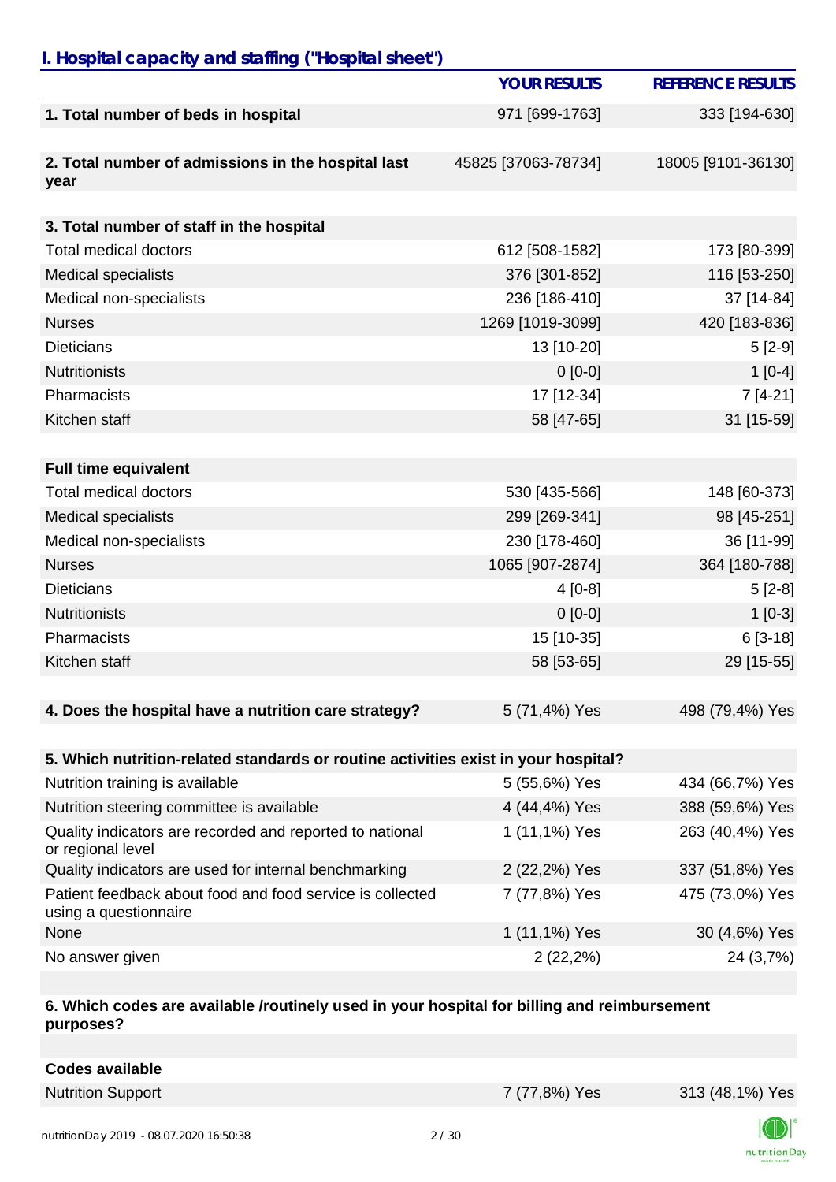## *I. Hospital capacity and staffing ("Hospital sheet")*

| | YOUR RESULTS | REFERENCE RESULTS |
|---|---|---|
| **1. Total number of beds in hospital** | 971 [699-1763] | 333 [194-630] |
| **2. Total number of admissions in the hospital last year** | 45825 [37063-78734] | 18005 [9101-36130] |
| **3. Total number of staff in the hospital** | | |
| Total medical doctors | 612 [508-1582] | 173 [80-399] |
| Medical specialists | 376 [301-852] | 116 [53-250] |
| Medical non-specialists | 236 [186-410] | 37 [14-84] |
| Nurses | 1269 [1019-3099] | 420 [183-836] |
| Dieticians | 13 [10-20] | 5 [2-9] |
| Nutritionists | 0 [0-0] | 1 [0-4] |
| Pharmacists | 17 [12-34] | 7 [4-21] |
| Kitchen staff | 58 [47-65] | 31 [15-59] |
| **Full time equivalent** | | |
| Total medical doctors | 530 [435-566] | 148 [60-373] |
| Medical specialists | 299 [269-341] | 98 [45-251] |
| Medical non-specialists | 230 [178-460] | 36 [11-99] |
| Nurses | 1065 [907-2874] | 364 [180-788] |
| Dieticians | 4 [0-8] | 5 [2-8] |
| Nutritionists | 0 [0-0] | 1 [0-3] |
| Pharmacists | 15 [10-35] | 6 [3-18] |
| Kitchen staff | 58 [53-65] | 29 [15-55] |
| **4. Does the hospital have a nutrition care strategy?** | 5 (71,4%) Yes | 498 (79,4%) Yes |
| **5. Which nutrition-related standards or routine activities exist in your hospital?** | | |
| Nutrition training is available | 5 (55,6%) Yes | 434 (66,7%) Yes |
| Nutrition steering committee is available | 4 (44,4%) Yes | 388 (59,6%) Yes |
| Quality indicators are recorded and reported to national or regional level | 1 (11,1%) Yes | 263 (40,4%) Yes |
| Quality indicators are used for internal benchmarking | 2 (22,2%) Yes | 337 (51,8%) Yes |
| Patient feedback about food and food service is collected using a questionnaire | 7 (77,8%) Yes | 475 (73,0%) Yes |
| None | 1 (11,1%) Yes | 30 (4,6%) Yes |
| No answer given | 2 (22,2%) | 24 (3,7%) |
| **6. Which codes are available /routinely used in your hospital for billing and reimbursement purposes?** | | |
| **Codes available** | | |
| Nutrition Support | 7 (77,8%) Yes | 313 (48,1%) Yes |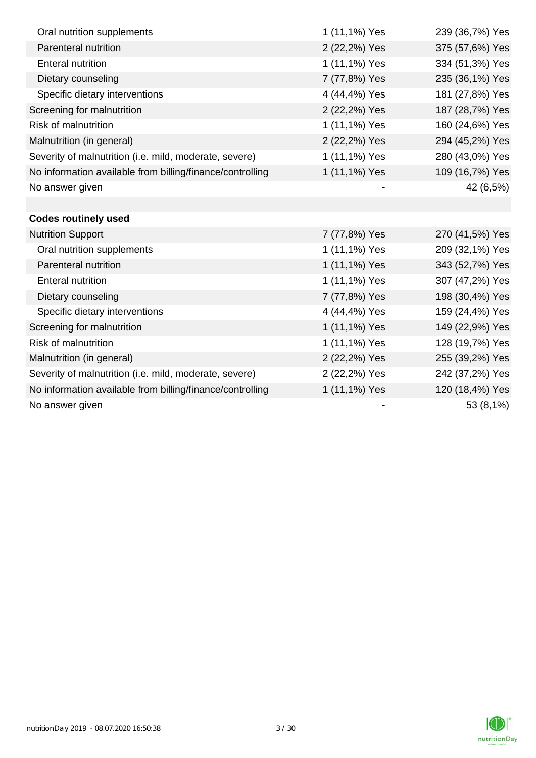| | | |
|---|---|---|
| Oral nutrition supplements | 1 (11,1%) Yes | 239 (36,7%) Yes |
| Parenteral nutrition | 2 (22,2%) Yes | 375 (57,6%) Yes |
| Enteral nutrition | 1 (11,1%) Yes | 334 (51,3%) Yes |
| Dietary counseling | 7 (77,8%) Yes | 235 (36,1%) Yes |
| Specific dietary interventions | 4 (44,4%) Yes | 181 (27,8%) Yes |
| Screening for malnutrition | 2 (22,2%) Yes | 187 (28,7%) Yes |
| Risk of malnutrition | 1 (11,1%) Yes | 160 (24,6%) Yes |
| Malnutrition (in general) | 2 (22,2%) Yes | 294 (45,2%) Yes |
| Severity of malnutrition (i.e. mild, moderate, severe) | 1 (11,1%) Yes | 280 (43,0%) Yes |
| No information available from billing/finance/controlling | 1 (11,1%) Yes | 109 (16,7%) Yes |
| No answer given | - | 42 (6,5%) |
| | | |
| **Codes routinely used** | | |
| Nutrition Support | 7 (77,8%) Yes | 270 (41,5%) Yes |
| Oral nutrition supplements | 1 (11,1%) Yes | 209 (32,1%) Yes |
| Parenteral nutrition | 1 (11,1%) Yes | 343 (52,7%) Yes |
| Enteral nutrition | 1 (11,1%) Yes | 307 (47,2%) Yes |
| Dietary counseling | 7 (77,8%) Yes | 198 (30,4%) Yes |
| Specific dietary interventions | 4 (44,4%) Yes | 159 (24,4%) Yes |
| Screening for malnutrition | 1 (11,1%) Yes | 149 (22,9%) Yes |
| Risk of malnutrition | 1 (11,1%) Yes | 128 (19,7%) Yes |
| Malnutrition (in general) | 2 (22,2%) Yes | 255 (39,2%) Yes |
| Severity of malnutrition (i.e. mild, moderate, severe) | 2 (22,2%) Yes | 242 (37,2%) Yes |
| No information available from billing/finance/controlling | 1 (11,1%) Yes | 120 (18,4%) Yes |
| No answer given | - | 53 (8,1%) |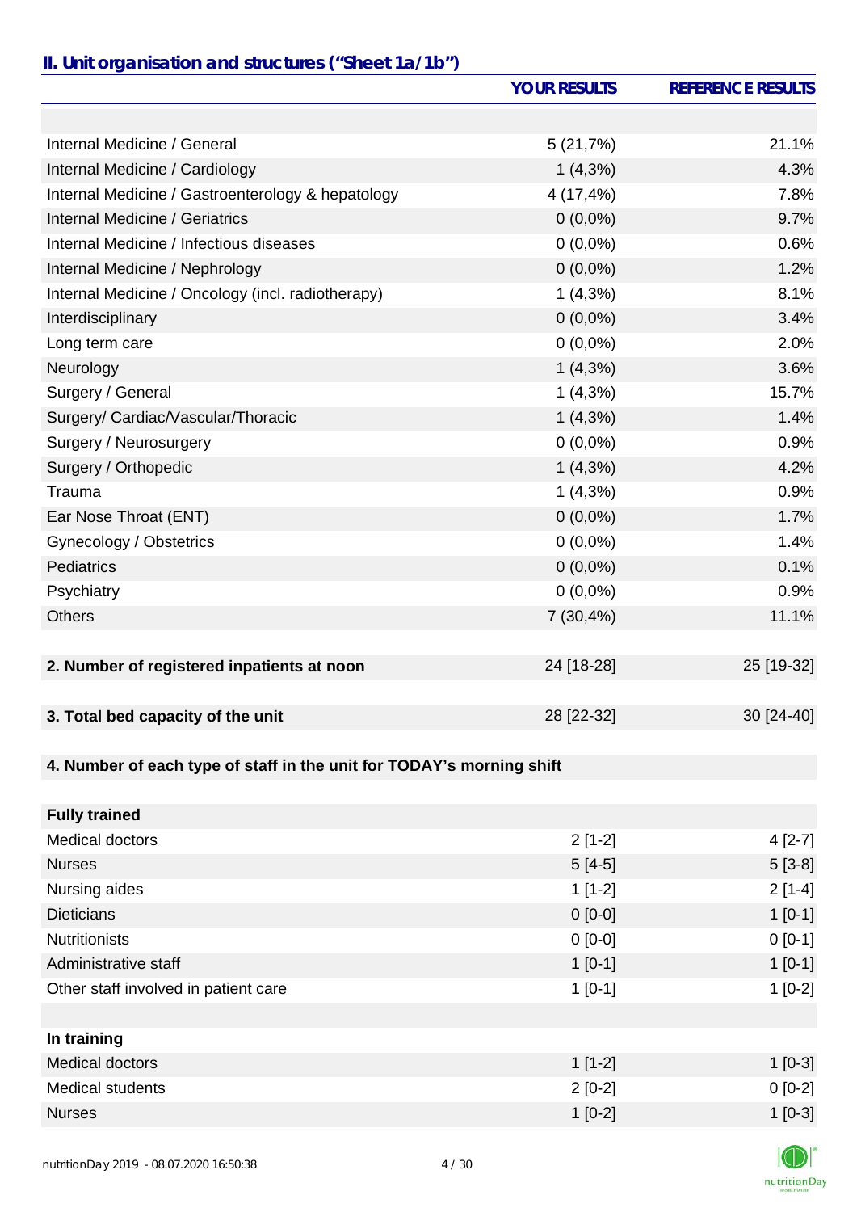## II. Unit organisation and structures ("Sheet 1a/1b")

| | YOUR RESULTS | REFERENCE RESULTS |
|---|---|---|
| | | |
| Internal Medicine / General | 5 (21,7%) | 21.1% |
| Internal Medicine / Cardiology | 1 (4,3%) | 4.3% |
| Internal Medicine / Gastroenterology & hepatology | 4 (17,4%) | 7.8% |
| Internal Medicine / Geriatrics | 0 (0,0%) | 9.7% |
| Internal Medicine / Infectious diseases | 0 (0,0%) | 0.6% |
| Internal Medicine / Nephrology | 0 (0,0%) | 1.2% |
| Internal Medicine / Oncology (incl. radiotherapy) | 1 (4,3%) | 8.1% |
| Interdisciplinary | 0 (0,0%) | 3.4% |
| Long term care | 0 (0,0%) | 2.0% |
| Neurology | 1 (4,3%) | 3.6% |
| Surgery / General | 1 (4,3%) | 15.7% |
| Surgery/ Cardiac/Vascular/Thoracic | 1 (4,3%) | 1.4% |
| Surgery / Neurosurgery | 0 (0,0%) | 0.9% |
| Surgery / Orthopedic | 1 (4,3%) | 4.2% |
| Trauma | 1 (4,3%) | 0.9% |
| Ear Nose Throat (ENT) | 0 (0,0%) | 1.7% |
| Gynecology / Obstetrics | 0 (0,0%) | 1.4% |
| Pediatrics | 0 (0,0%) | 0.1% |
| Psychiatry | 0 (0,0%) | 0.9% |
| Others | 7 (30,4%) | 11.1% |
| | | |
| **2. Number of registered inpatients at noon** | 24 [18-28] | 25 [19-32] |
| | | |
| **3. Total bed capacity of the unit** | 28 [22-32] | 30 [24-40] |
| | | |
| **4. Number of each type of staff in the unit for TODAY's morning shift** | | |
| | | |
| **Fully trained** | | |
| Medical doctors | 2 [1-2] | 4 [2-7] |
| Nurses | 5 [4-5] | 5 [3-8] |
| Nursing aides | 1 [1-2] | 2 [1-4] |
| Dieticians | 0 [0-0] | 1 [0-1] |
| Nutritionists | 0 [0-0] | 0 [0-1] |
| Administrative staff | 1 [0-1] | 1 [0-1] |
| Other staff involved in patient care | 1 [0-1] | 1 [0-2] |
| | | |
| **In training** | | |
| Medical doctors | 1 [1-2] | 1 [0-3] |
| Medical students | 2 [0-2] | 0 [0-2] |
| Nurses | 1 [0-2] | 1 [0-3] |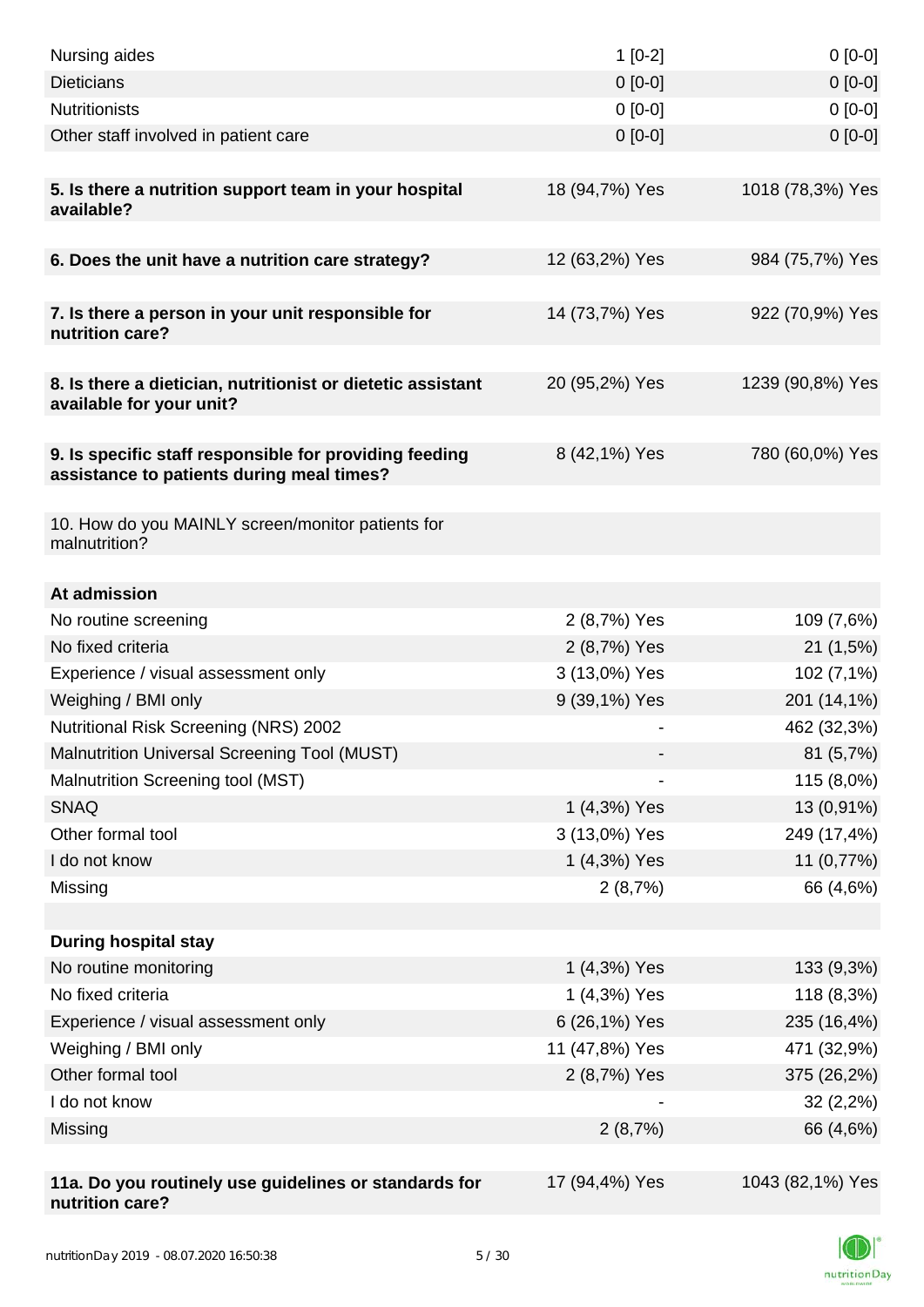| | | |
|---|---|---|
| Nursing aides | 1 [0-2] | 0 [0-0] |
| Dieticians | 0 [0-0] | 0 [0-0] |
| Nutritionists | 0 [0-0] | 0 [0-0] |
| Other staff involved in patient care | 0 [0-0] | 0 [0-0] |
| | | |
| **5. Is there a nutrition support team in your hospital available?** | 18 (94,7%) Yes | 1018 (78,3%) Yes |
| | | |
| **6. Does the unit have a nutrition care strategy?** | 12 (63,2%) Yes | 984 (75,7%) Yes |
| | | |
| **7. Is there a person in your unit responsible for nutrition care?** | 14 (73,7%) Yes | 922 (70,9%) Yes |
| | | |
| **8. Is there a dietician, nutritionist or dietetic assistant available for your unit?** | 20 (95,2%) Yes | 1239 (90,8%) Yes |
| | | |
| **9. Is specific staff responsible for providing feeding assistance to patients during meal times?** | 8 (42,1%) Yes | 780 (60,0%) Yes |
| | | |
| 10. How do you MAINLY screen/monitor patients for malnutrition? | | |
| | | |
| **At admission** | | |
| No routine screening | 2 (8,7%) Yes | 109 (7,6%) |
| No fixed criteria | 2 (8,7%) Yes | 21 (1,5%) |
| Experience / visual assessment only | 3 (13,0%) Yes | 102 (7,1%) |
| Weighing / BMI only | 9 (39,1%) Yes | 201 (14,1%) |
| Nutritional Risk Screening (NRS) 2002 | - | 462 (32,3%) |
| Malnutrition Universal Screening Tool (MUST) | - | 81 (5,7%) |
| Malnutrition Screening tool (MST) | - | 115 (8,0%) |
| SNAQ | 1 (4,3%) Yes | 13 (0,91%) |
| Other formal tool | 3 (13,0%) Yes | 249 (17,4%) |
| I do not know | 1 (4,3%) Yes | 11 (0,77%) |
| Missing | 2 (8,7%) | 66 (4,6%) |
| | | |
| **During hospital stay** | | |
| No routine monitoring | 1 (4,3%) Yes | 133 (9,3%) |
| No fixed criteria | 1 (4,3%) Yes | 118 (8,3%) |
| Experience / visual assessment only | 6 (26,1%) Yes | 235 (16,4%) |
| Weighing / BMI only | 11 (47,8%) Yes | 471 (32,9%) |
| Other formal tool | 2 (8,7%) Yes | 375 (26,2%) |
| I do not know | - | 32 (2,2%) |
| Missing | 2 (8,7%) | 66 (4,6%) |
| | | |
| **11a. Do you routinely use guidelines or standards for nutrition care?** | 17 (94,4%) Yes | 1043 (82,1%) Yes |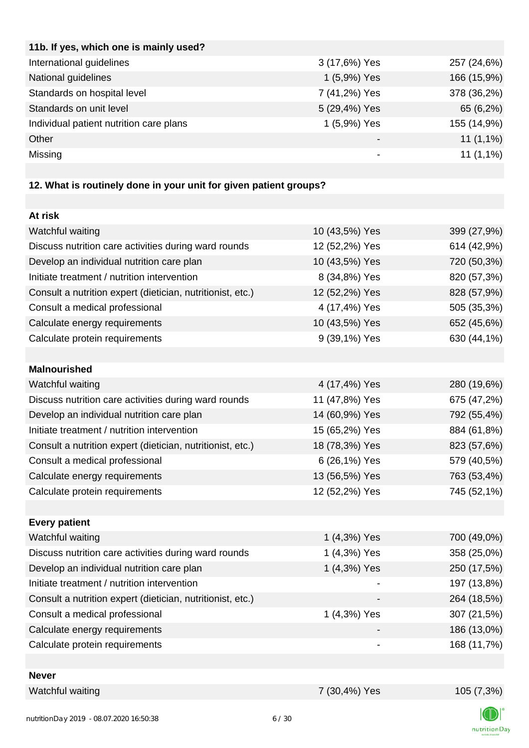| 11b. If yes, which one is mainly used? | | |
|---|---|---|
| International guidelines | 3 (17,6%) Yes | 257 (24,6%) |
| National guidelines | 1 (5,9%) Yes | 166 (15,9%) |
| Standards on hospital level | 7 (41,2%) Yes | 378 (36,2%) |
| Standards on unit level | 5 (29,4%) Yes | 65 (6,2%) |
| Individual patient nutrition care plans | 1 (5,9%) Yes | 155 (14,9%) |
| Other | - | 11 (1,1%) |
| Missing | - | 11 (1,1%) |

**12. What is routinely done in your unit for given patient groups?**

| At risk | | |
|---|---|---|
| Watchful waiting | 10 (43,5%) Yes | 399 (27,9%) |
| Discuss nutrition care activities during ward rounds | 12 (52,2%) Yes | 614 (42,9%) |
| Develop an individual nutrition care plan | 10 (43,5%) Yes | 720 (50,3%) |
| Initiate treatment / nutrition intervention | 8 (34,8%) Yes | 820 (57,3%) |
| Consult a nutrition expert (dietician, nutritionist, etc.) | 12 (52,2%) Yes | 828 (57,9%) |
| Consult a medical professional | 4 (17,4%) Yes | 505 (35,3%) |
| Calculate energy requirements | 10 (43,5%) Yes | 652 (45,6%) |
| Calculate protein requirements | 9 (39,1%) Yes | 630 (44,1%) |

| Malnourished | | |
|---|---|---|
| Watchful waiting | 4 (17,4%) Yes | 280 (19,6%) |
| Discuss nutrition care activities during ward rounds | 11 (47,8%) Yes | 675 (47,2%) |
| Develop an individual nutrition care plan | 14 (60,9%) Yes | 792 (55,4%) |
| Initiate treatment / nutrition intervention | 15 (65,2%) Yes | 884 (61,8%) |
| Consult a nutrition expert (dietician, nutritionist, etc.) | 18 (78,3%) Yes | 823 (57,6%) |
| Consult a medical professional | 6 (26,1%) Yes | 579 (40,5%) |
| Calculate energy requirements | 13 (56,5%) Yes | 763 (53,4%) |
| Calculate protein requirements | 12 (52,2%) Yes | 745 (52,1%) |

| Every patient | | |
|---|---|---|
| Watchful waiting | 1 (4,3%) Yes | 700 (49,0%) |
| Discuss nutrition care activities during ward rounds | 1 (4,3%) Yes | 358 (25,0%) |
| Develop an individual nutrition care plan | 1 (4,3%) Yes | 250 (17,5%) |
| Initiate treatment / nutrition intervention | - | 197 (13,8%) |
| Consult a nutrition expert (dietician, nutritionist, etc.) | - | 264 (18,5%) |
| Consult a medical professional | 1 (4,3%) Yes | 307 (21,5%) |
| Calculate energy requirements | - | 186 (13,0%) |
| Calculate protein requirements | - | 168 (11,7%) |

| Never | | |
|---|---|---|
| Watchful waiting | 7 (30,4%) Yes | 105 (7,3%) |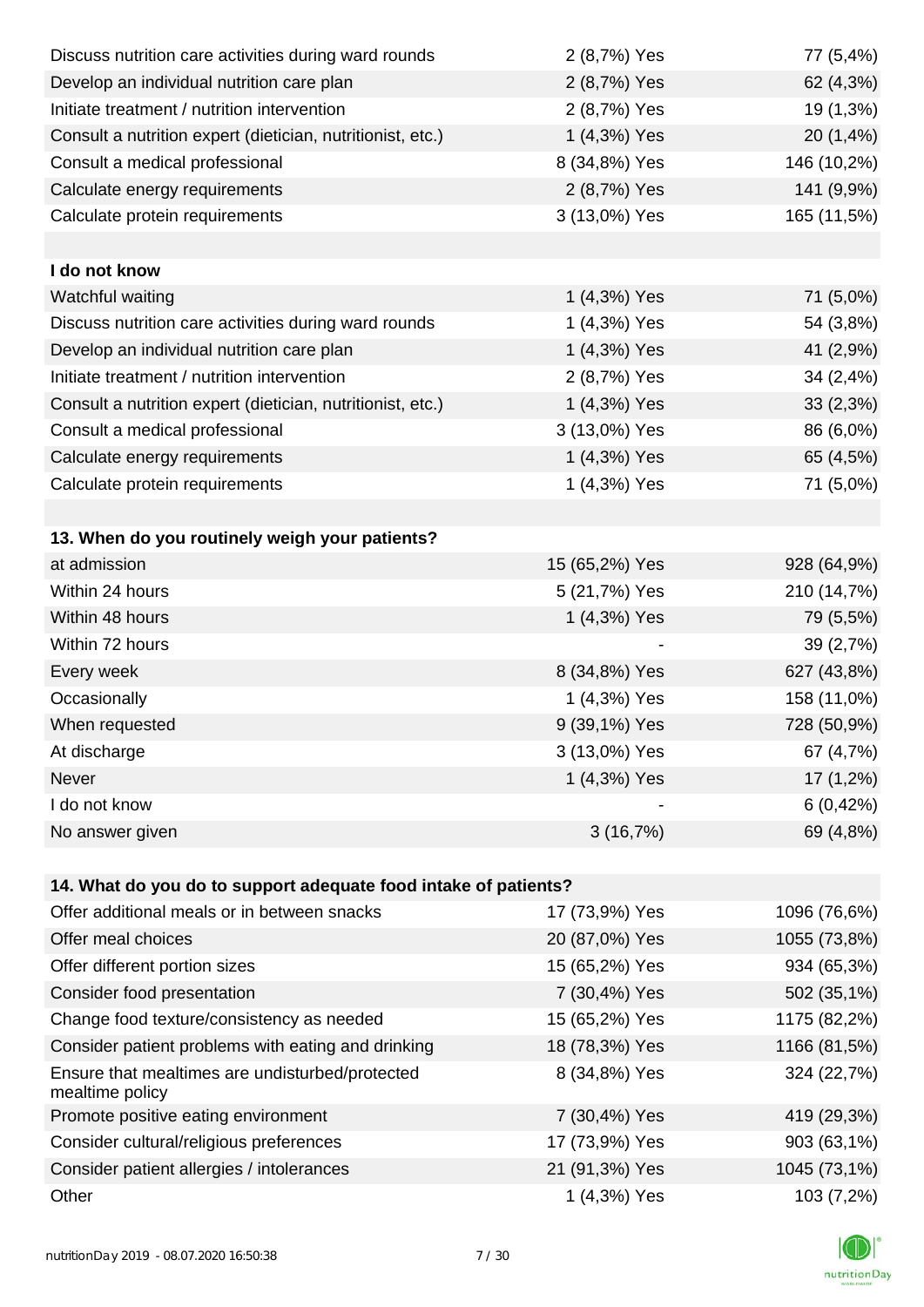| | | |
|---|---|---|
| Discuss nutrition care activities during ward rounds | 2 (8,7%) Yes | 77 (5,4%) |
| Develop an individual nutrition care plan | 2 (8,7%) Yes | 62 (4,3%) |
| Initiate treatment / nutrition intervention | 2 (8,7%) Yes | 19 (1,3%) |
| Consult a nutrition expert (dietician, nutritionist, etc.) | 1 (4,3%) Yes | 20 (1,4%) |
| Consult a medical professional | 8 (34,8%) Yes | 146 (10,2%) |
| Calculate energy requirements | 2 (8,7%) Yes | 141 (9,9%) |
| Calculate protein requirements | 3 (13,0%) Yes | 165 (11,5%) |
| | | |
| **I do not know** | | |
| Watchful waiting | 1 (4,3%) Yes | 71 (5,0%) |
| Discuss nutrition care activities during ward rounds | 1 (4,3%) Yes | 54 (3,8%) |
| Develop an individual nutrition care plan | 1 (4,3%) Yes | 41 (2,9%) |
| Initiate treatment / nutrition intervention | 2 (8,7%) Yes | 34 (2,4%) |
| Consult a nutrition expert (dietician, nutritionist, etc.) | 1 (4,3%) Yes | 33 (2,3%) |
| Consult a medical professional | 3 (13,0%) Yes | 86 (6,0%) |
| Calculate energy requirements | 1 (4,3%) Yes | 65 (4,5%) |
| Calculate protein requirements | 1 (4,3%) Yes | 71 (5,0%) |

| **13. When do you routinely weigh your patients?** | | |
|---|---|---|
| at admission | 15 (65,2%) Yes | 928 (64,9%) |
| Within 24 hours | 5 (21,7%) Yes | 210 (14,7%) |
| Within 48 hours | 1 (4,3%) Yes | 79 (5,5%) |
| Within 72 hours | - | 39 (2,7%) |
| Every week | 8 (34,8%) Yes | 627 (43,8%) |
| Occasionally | 1 (4,3%) Yes | 158 (11,0%) |
| When requested | 9 (39,1%) Yes | 728 (50,9%) |
| At discharge | 3 (13,0%) Yes | 67 (4,7%) |
| Never | 1 (4,3%) Yes | 17 (1,2%) |
| I do not know | - | 6 (0,42%) |
| No answer given | 3 (16,7%) | 69 (4,8%) |

| **14. What do you do to support adequate food intake of patients?** | | |
|---|---|---|
| Offer additional meals or in between snacks | 17 (73,9%) Yes | 1096 (76,6%) |
| Offer meal choices | 20 (87,0%) Yes | 1055 (73,8%) |
| Offer different portion sizes | 15 (65,2%) Yes | 934 (65,3%) |
| Consider food presentation | 7 (30,4%) Yes | 502 (35,1%) |
| Change food texture/consistency as needed | 15 (65,2%) Yes | 1175 (82,2%) |
| Consider patient problems with eating and drinking | 18 (78,3%) Yes | 1166 (81,5%) |
| Ensure that mealtimes are undisturbed/protected mealtime policy | 8 (34,8%) Yes | 324 (22,7%) |
| Promote positive eating environment | 7 (30,4%) Yes | 419 (29,3%) |
| Consider cultural/religious preferences | 17 (73,9%) Yes | 903 (63,1%) |
| Consider patient allergies / intolerances | 21 (91,3%) Yes | 1045 (73,1%) |
| Other | 1 (4,3%) Yes | 103 (7,2%) |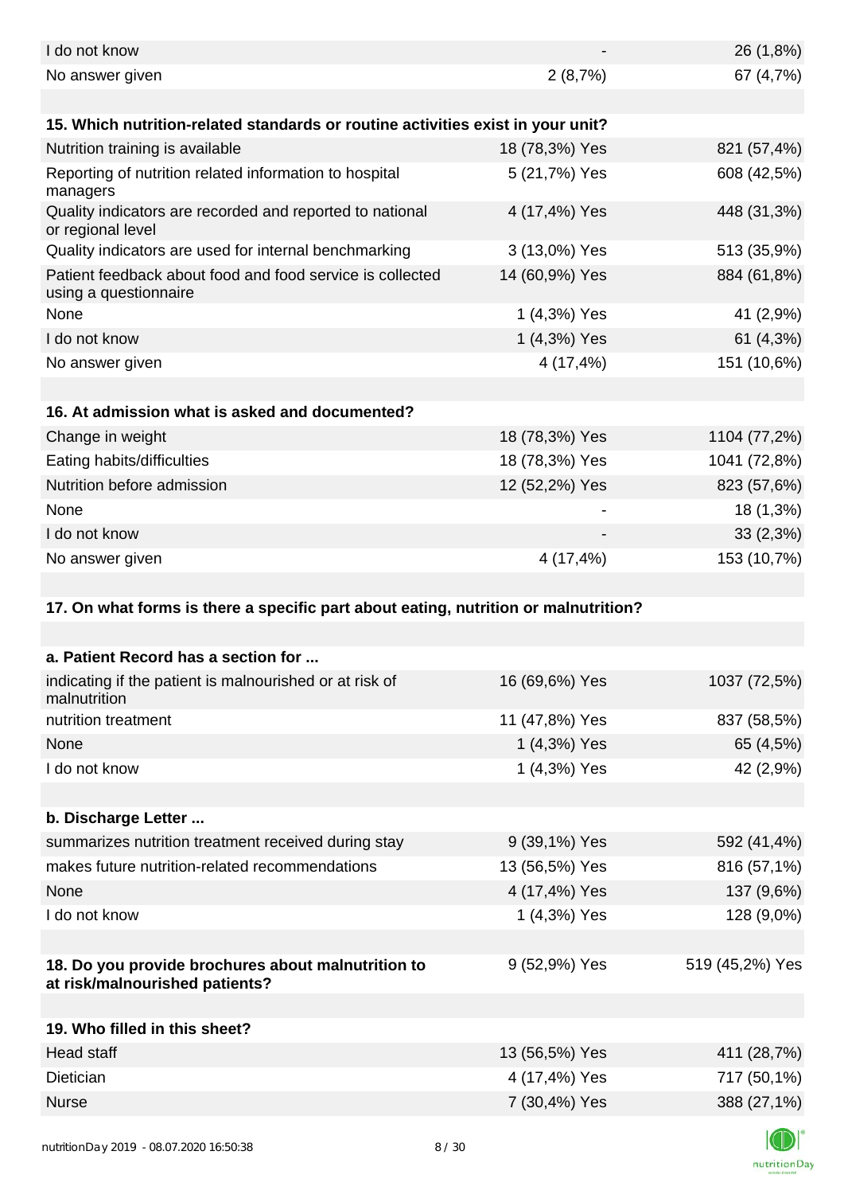| | | |
|---|---|---|
| I do not know | - | 26 (1,8%) |
| No answer given | 2 (8,7%) | 67 (4,7%) |
| | | |
| **15. Which nutrition-related standards or routine activities exist in your unit?** | | |
| Nutrition training is available | 18 (78,3%) Yes | 821 (57,4%) |
| Reporting of nutrition related information to hospital managers | 5 (21,7%) Yes | 608 (42,5%) |
| Quality indicators are recorded and reported to national or regional level | 4 (17,4%) Yes | 448 (31,3%) |
| Quality indicators are used for internal benchmarking | 3 (13,0%) Yes | 513 (35,9%) |
| Patient feedback about food and food service is collected using a questionnaire | 14 (60,9%) Yes | 884 (61,8%) |
| None | 1 (4,3%) Yes | 41 (2,9%) |
| I do not know | 1 (4,3%) Yes | 61 (4,3%) |
| No answer given | 4 (17,4%) | 151 (10,6%) |
| | | |
| **16. At admission what is asked and documented?** | | |
| Change in weight | 18 (78,3%) Yes | 1104 (77,2%) |
| Eating habits/difficulties | 18 (78,3%) Yes | 1041 (72,8%) |
| Nutrition before admission | 12 (52,2%) Yes | 823 (57,6%) |
| None | - | 18 (1,3%) |
| I do not know | - | 33 (2,3%) |
| No answer given | 4 (17,4%) | 153 (10,7%) |
| | | |
| **17. On what forms is there a specific part about eating, nutrition or malnutrition?** | | |
| | | |
| **a. Patient Record has a section for ...** | | |
| indicating if the patient is malnourished or at risk of malnutrition | 16 (69,6%) Yes | 1037 (72,5%) |
| nutrition treatment | 11 (47,8%) Yes | 837 (58,5%) |
| None | 1 (4,3%) Yes | 65 (4,5%) |
| I do not know | 1 (4,3%) Yes | 42 (2,9%) |
| | | |
| **b. Discharge Letter ...** | | |
| summarizes nutrition treatment received during stay | 9 (39,1%) Yes | 592 (41,4%) |
| makes future nutrition-related recommendations | 13 (56,5%) Yes | 816 (57,1%) |
| None | 4 (17,4%) Yes | 137 (9,6%) |
| I do not know | 1 (4,3%) Yes | 128 (9,0%) |
| | | |
| **18. Do you provide brochures about malnutrition to at risk/malnourished patients?** | 9 (52,9%) Yes | 519 (45,2%) Yes |
| | | |
| **19. Who filled in this sheet?** | | |
| Head staff | 13 (56,5%) Yes | 411 (28,7%) |
| Dietician | 4 (17,4%) Yes | 717 (50,1%) |
| Nurse | 7 (30,4%) Yes | 388 (27,1%) |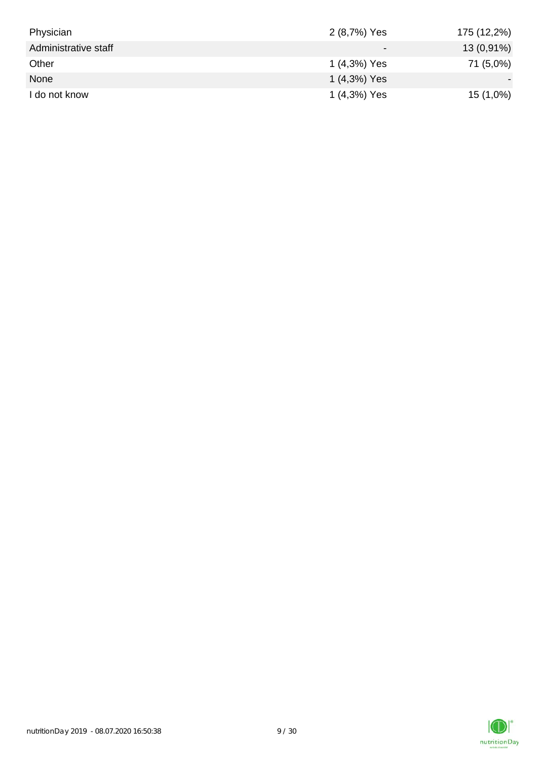| | | |
|---|---|---|
| Physician | 2 (8,7%) Yes | 175 (12,2%) |
| Administrative staff | - | 13 (0,91%) |
| Other | 1 (4,3%) Yes | 71 (5,0%) |
| None | 1 (4,3%) Yes | - |
| I do not know | 1 (4,3%) Yes | 15 (1,0%) |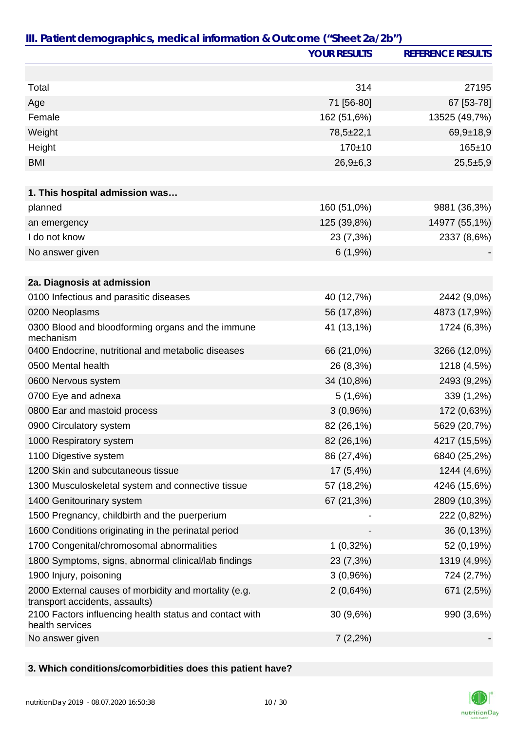## III. Patient demographics, medical information & Outcome ("Sheet 2a/2b")

| | YOUR RESULTS | REFERENCE RESULTS |
|---|---|---|
| Total | 314 | 27195 |
| Age | 71 [56-80] | 67 [53-78] |
| Female | 162 (51,6%) | 13525 (49,7%) |
| Weight | 78,5±22,1 | 69,9±18,9 |
| Height | 170±10 | 165±10 |
| BMI | 26,9±6,3 | 25,5±5,9 |
| **1. This hospital admission was…** | | |
| planned | 160 (51,0%) | 9881 (36,3%) |
| an emergency | 125 (39,8%) | 14977 (55,1%) |
| I do not know | 23 (7,3%) | 2337 (8,6%) |
| No answer given | 6 (1,9%) | - |
| **2a. Diagnosis at admission** | | |
| 0100 Infectious and parasitic diseases | 40 (12,7%) | 2442 (9,0%) |
| 0200 Neoplasms | 56 (17,8%) | 4873 (17,9%) |
| 0300 Blood and bloodforming organs and the immune mechanism | 41 (13,1%) | 1724 (6,3%) |
| 0400 Endocrine, nutritional and metabolic diseases | 66 (21,0%) | 3266 (12,0%) |
| 0500 Mental health | 26 (8,3%) | 1218 (4,5%) |
| 0600 Nervous system | 34 (10,8%) | 2493 (9,2%) |
| 0700 Eye and adnexa | 5 (1,6%) | 339 (1,2%) |
| 0800 Ear and mastoid process | 3 (0,96%) | 172 (0,63%) |
| 0900 Circulatory system | 82 (26,1%) | 5629 (20,7%) |
| 1000 Respiratory system | 82 (26,1%) | 4217 (15,5%) |
| 1100 Digestive system | 86 (27,4%) | 6840 (25,2%) |
| 1200 Skin and subcutaneous tissue | 17 (5,4%) | 1244 (4,6%) |
| 1300 Musculoskeletal system and connective tissue | 57 (18,2%) | 4246 (15,6%) |
| 1400 Genitourinary system | 67 (21,3%) | 2809 (10,3%) |
| 1500 Pregnancy, childbirth and the puerperium | - | 222 (0,82%) |
| 1600 Conditions originating in the perinatal period | - | 36 (0,13%) |
| 1700 Congenital/chromosomal abnormalities | 1 (0,32%) | 52 (0,19%) |
| 1800 Symptoms, signs, abnormal clinical/lab findings | 23 (7,3%) | 1319 (4,9%) |
| 1900 Injury, poisoning | 3 (0,96%) | 724 (2,7%) |
| 2000 External causes of morbidity and mortality (e.g. transport accidents, assaults) | 2 (0,64%) | 671 (2,5%) |
| 2100 Factors influencing health status and contact with health services | 30 (9,6%) | 990 (3,6%) |
| No answer given | 7 (2,2%) | - |

**3. Which conditions/comorbidities does this patient have?**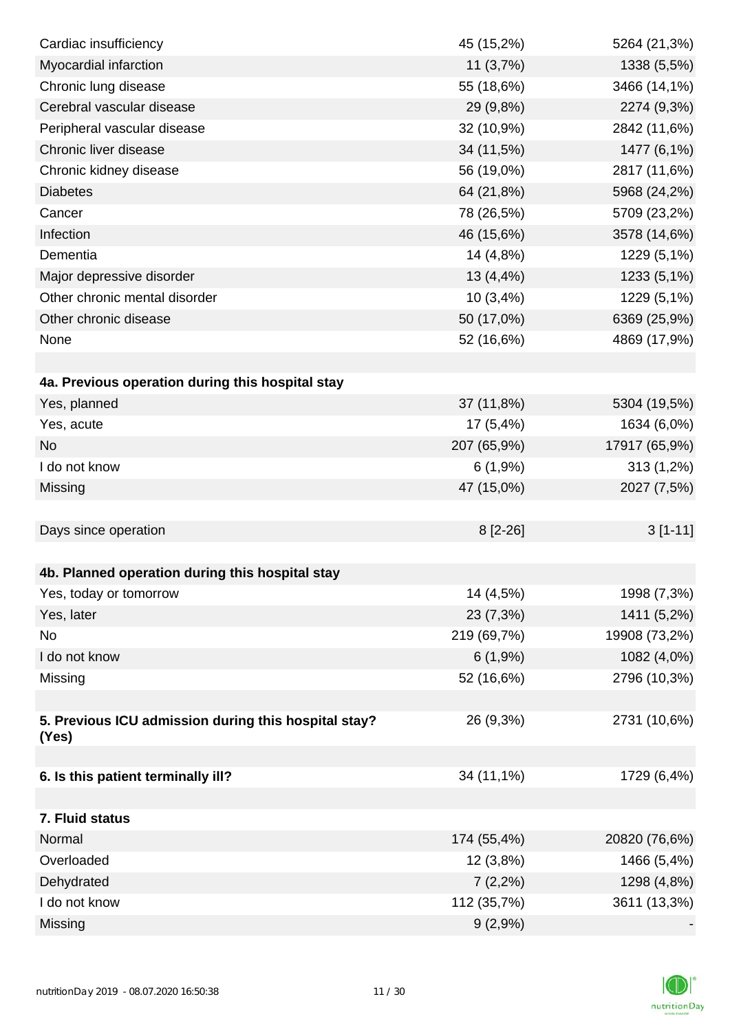| | | |
|---|---|---|
| Cardiac insufficiency | 45 (15,2%) | 5264 (21,3%) |
| Myocardial infarction | 11 (3,7%) | 1338 (5,5%) |
| Chronic lung disease | 55 (18,6%) | 3466 (14,1%) |
| Cerebral vascular disease | 29 (9,8%) | 2274 (9,3%) |
| Peripheral vascular disease | 32 (10,9%) | 2842 (11,6%) |
| Chronic liver disease | 34 (11,5%) | 1477 (6,1%) |
| Chronic kidney disease | 56 (19,0%) | 2817 (11,6%) |
| Diabetes | 64 (21,8%) | 5968 (24,2%) |
| Cancer | 78 (26,5%) | 5709 (23,2%) |
| Infection | 46 (15,6%) | 3578 (14,6%) |
| Dementia | 14 (4,8%) | 1229 (5,1%) |
| Major depressive disorder | 13 (4,4%) | 1233 (5,1%) |
| Other chronic mental disorder | 10 (3,4%) | 1229 (5,1%) |
| Other chronic disease | 50 (17,0%) | 6369 (25,9%) |
| None | 52 (16,6%) | 4869 (17,9%) |
| | | |
| **4a. Previous operation during this hospital stay** | | |
| Yes, planned | 37 (11,8%) | 5304 (19,5%) |
| Yes, acute | 17 (5,4%) | 1634 (6,0%) |
| No | 207 (65,9%) | 17917 (65,9%) |
| I do not know | 6 (1,9%) | 313 (1,2%) |
| Missing | 47 (15,0%) | 2027 (7,5%) |
| | | |
| Days since operation | 8 [2-26] | 3 [1-11] |
| | | |
| **4b. Planned operation during this hospital stay** | | |
| Yes, today or tomorrow | 14 (4,5%) | 1998 (7,3%) |
| Yes, later | 23 (7,3%) | 1411 (5,2%) |
| No | 219 (69,7%) | 19908 (73,2%) |
| I do not know | 6 (1,9%) | 1082 (4,0%) |
| Missing | 52 (16,6%) | 2796 (10,3%) |
| | | |
| **5. Previous ICU admission during this hospital stay? (Yes)** | 26 (9,3%) | 2731 (10,6%) |
| | | |
| **6. Is this patient terminally ill?** | 34 (11,1%) | 1729 (6,4%) |
| | | |
| **7. Fluid status** | | |
| Normal | 174 (55,4%) | 20820 (76,6%) |
| Overloaded | 12 (3,8%) | 1466 (5,4%) |
| Dehydrated | 7 (2,2%) | 1298 (4,8%) |
| I do not know | 112 (35,7%) | 3611 (13,3%) |
| Missing | 9 (2,9%) | - |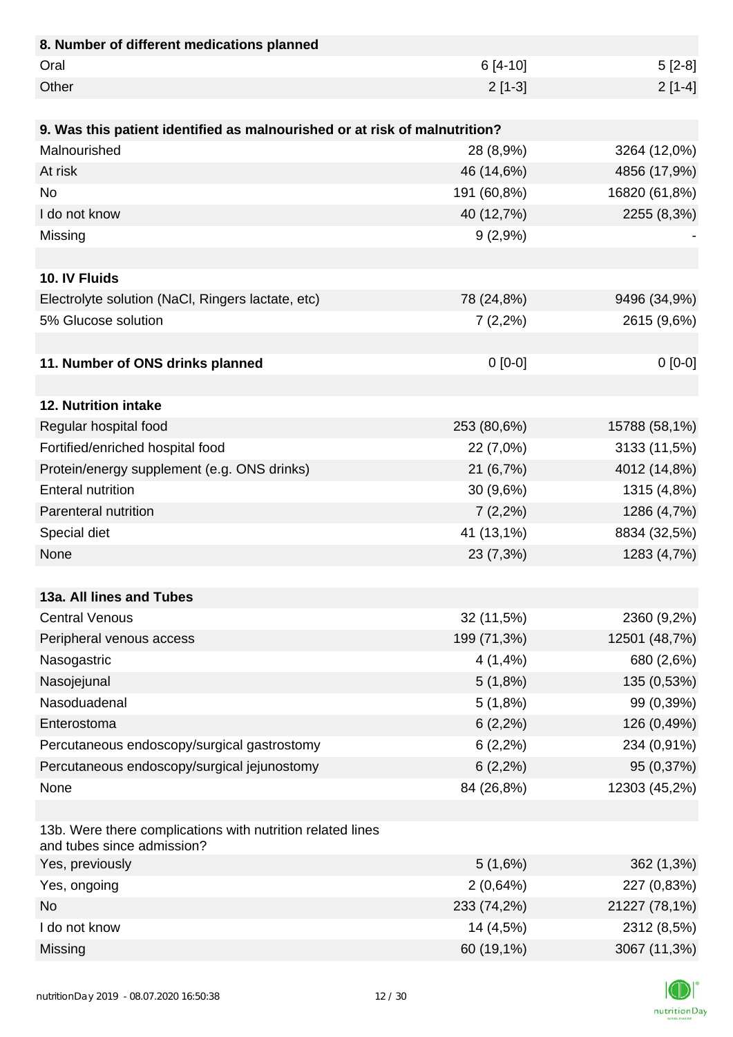| **8. Number of different medications planned** | | |
|---|---|---|
| Oral | 6 [4-10] | 5 [2-8] |
| Other | 2 [1-3] | 2 [1-4] |
| | | |
| **9. Was this patient identified as malnourished or at risk of malnutrition?** | | |
| Malnourished | 28 (8,9%) | 3264 (12,0%) |
| At risk | 46 (14,6%) | 4856 (17,9%) |
| No | 191 (60,8%) | 16820 (61,8%) |
| I do not know | 40 (12,7%) | 2255 (8,3%) |
| Missing | 9 (2,9%) | - |
| | | |
| **10. IV Fluids** | | |
| Electrolyte solution (NaCl, Ringers lactate, etc) | 78 (24,8%) | 9496 (34,9%) |
| 5% Glucose solution | 7 (2,2%) | 2615 (9,6%) |
| | | |
| **11. Number of ONS drinks planned** | 0 [0-0] | 0 [0-0] |
| | | |
| **12. Nutrition intake** | | |
| Regular hospital food | 253 (80,6%) | 15788 (58,1%) |
| Fortified/enriched hospital food | 22 (7,0%) | 3133 (11,5%) |
| Protein/energy supplement (e.g. ONS drinks) | 21 (6,7%) | 4012 (14,8%) |
| Enteral nutrition | 30 (9,6%) | 1315 (4,8%) |
| Parenteral nutrition | 7 (2,2%) | 1286 (4,7%) |
| Special diet | 41 (13,1%) | 8834 (32,5%) |
| None | 23 (7,3%) | 1283 (4,7%) |
| | | |
| **13a. All lines and Tubes** | | |
| Central Venous | 32 (11,5%) | 2360 (9,2%) |
| Peripheral venous access | 199 (71,3%) | 12501 (48,7%) |
| Nasogastric | 4 (1,4%) | 680 (2,6%) |
| Nasojejunal | 5 (1,8%) | 135 (0,53%) |
| Nasoduadenal | 5 (1,8%) | 99 (0,39%) |
| Enterostoma | 6 (2,2%) | 126 (0,49%) |
| Percutaneous endoscopy/surgical gastrostomy | 6 (2,2%) | 234 (0,91%) |
| Percutaneous endoscopy/surgical jejunostomy | 6 (2,2%) | 95 (0,37%) |
| None | 84 (26,8%) | 12303 (45,2%) |
| | | |
| 13b. Were there complications with nutrition related lines and tubes since admission? | | |
| Yes, previously | 5 (1,6%) | 362 (1,3%) |
| Yes, ongoing | 2 (0,64%) | 227 (0,83%) |
| No | 233 (74,2%) | 21227 (78,1%) |
| I do not know | 14 (4,5%) | 2312 (8,5%) |
| Missing | 60 (19,1%) | 3067 (11,3%) |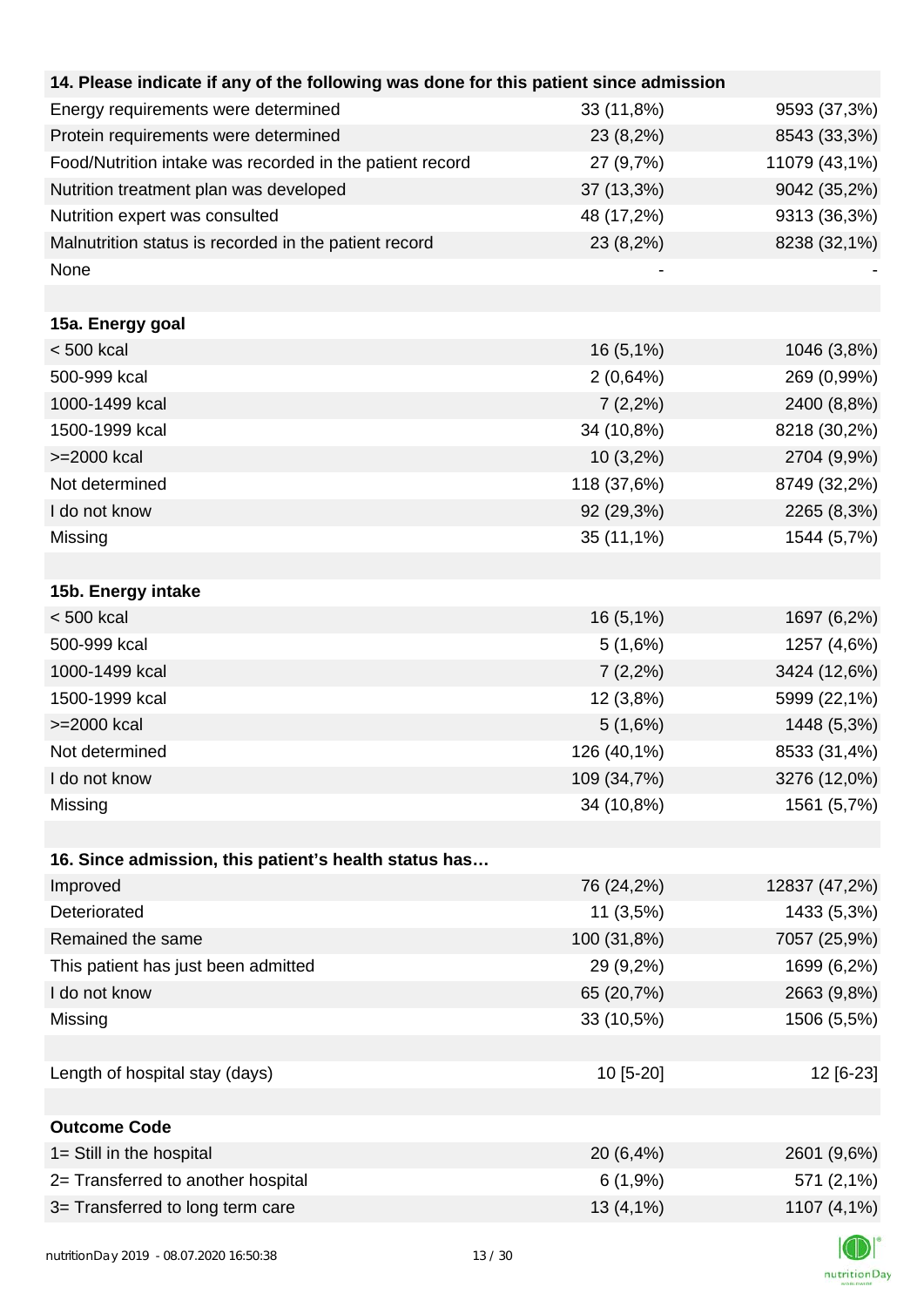| 14. Please indicate if any of the following was done for this patient since admission | | |
|---|---|---|
| Energy requirements were determined | 33 (11,8%) | 9593 (37,3%) |
| Protein requirements were determined | 23 (8,2%) | 8543 (33,3%) |
| Food/Nutrition intake was recorded in the patient record | 27 (9,7%) | 11079 (43,1%) |
| Nutrition treatment plan was developed | 37 (13,3%) | 9042 (35,2%) |
| Nutrition expert was consulted | 48 (17,2%) | 9313 (36,3%) |
| Malnutrition status is recorded in the patient record | 23 (8,2%) | 8238 (32,1%) |
| None | - | - |
| | | |
| **15a. Energy goal** | | |
| < 500 kcal | 16 (5,1%) | 1046 (3,8%) |
| 500-999 kcal | 2 (0,64%) | 269 (0,99%) |
| 1000-1499 kcal | 7 (2,2%) | 2400 (8,8%) |
| 1500-1999 kcal | 34 (10,8%) | 8218 (30,2%) |
| >=2000 kcal | 10 (3,2%) | 2704 (9,9%) |
| Not determined | 118 (37,6%) | 8749 (32,2%) |
| I do not know | 92 (29,3%) | 2265 (8,3%) |
| Missing | 35 (11,1%) | 1544 (5,7%) |
| | | |
| **15b. Energy intake** | | |
| < 500 kcal | 16 (5,1%) | 1697 (6,2%) |
| 500-999 kcal | 5 (1,6%) | 1257 (4,6%) |
| 1000-1499 kcal | 7 (2,2%) | 3424 (12,6%) |
| 1500-1999 kcal | 12 (3,8%) | 5999 (22,1%) |
| >=2000 kcal | 5 (1,6%) | 1448 (5,3%) |
| Not determined | 126 (40,1%) | 8533 (31,4%) |
| I do not know | 109 (34,7%) | 3276 (12,0%) |
| Missing | 34 (10,8%) | 1561 (5,7%) |
| | | |
| **16. Since admission, this patient's health status has…** | | |
| Improved | 76 (24,2%) | 12837 (47,2%) |
| Deteriorated | 11 (3,5%) | 1433 (5,3%) |
| Remained the same | 100 (31,8%) | 7057 (25,9%) |
| This patient has just been admitted | 29 (9,2%) | 1699 (6,2%) |
| I do not know | 65 (20,7%) | 2663 (9,8%) |
| Missing | 33 (10,5%) | 1506 (5,5%) |
| | | |
| Length of hospital stay (days) | 10 [5-20] | 12 [6-23] |
| | | |
| **Outcome Code** | | |
| 1= Still in the hospital | 20 (6,4%) | 2601 (9,6%) |
| 2= Transferred to another hospital | 6 (1,9%) | 571 (2,1%) |
| 3= Transferred to long term care | 13 (4,1%) | 1107 (4,1%) |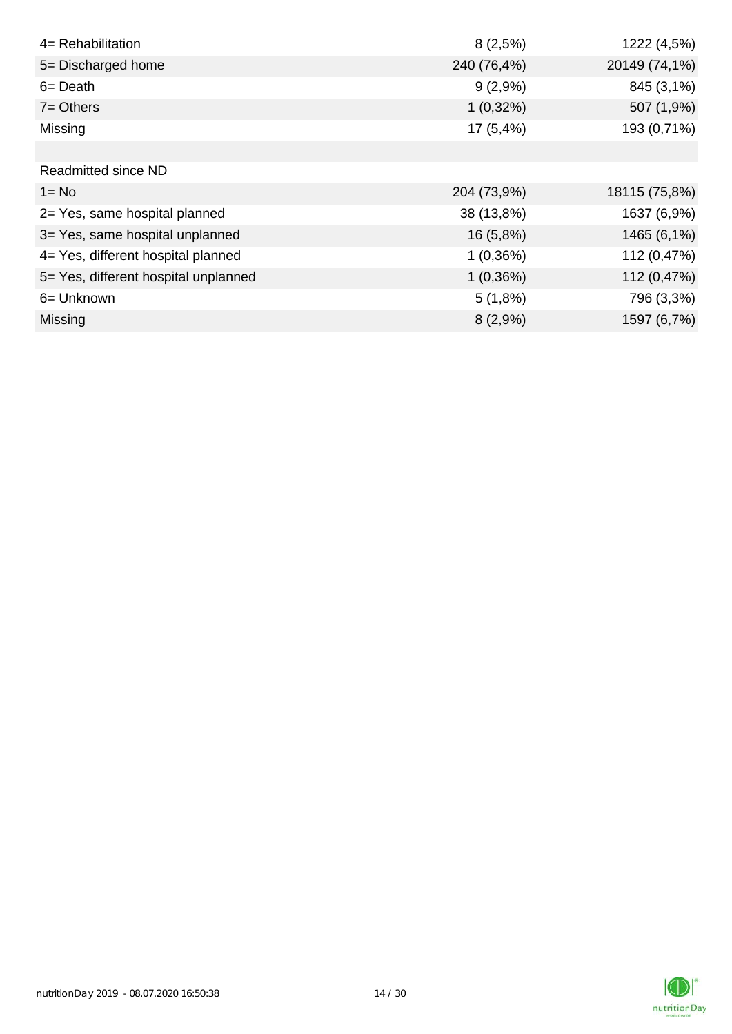| | | |
|---|---|---|
| 4= Rehabilitation | 8 (2,5%) | 1222 (4,5%) |
| 5= Discharged home | 240 (76,4%) | 20149 (74,1%) |
| 6= Death | 9 (2,9%) | 845 (3,1%) |
| 7= Others | 1 (0,32%) | 507 (1,9%) |
| Missing | 17 (5,4%) | 193 (0,71%) |
| | | |
| Readmitted since ND | | |
| 1= No | 204 (73,9%) | 18115 (75,8%) |
| 2= Yes, same hospital planned | 38 (13,8%) | 1637 (6,9%) |
| 3= Yes, same hospital unplanned | 16 (5,8%) | 1465 (6,1%) |
| 4= Yes, different hospital planned | 1 (0,36%) | 112 (0,47%) |
| 5= Yes, different hospital unplanned | 1 (0,36%) | 112 (0,47%) |
| 6= Unknown | 5 (1,8%) | 796 (3,3%) |
| Missing | 8 (2,9%) | 1597 (6,7%) |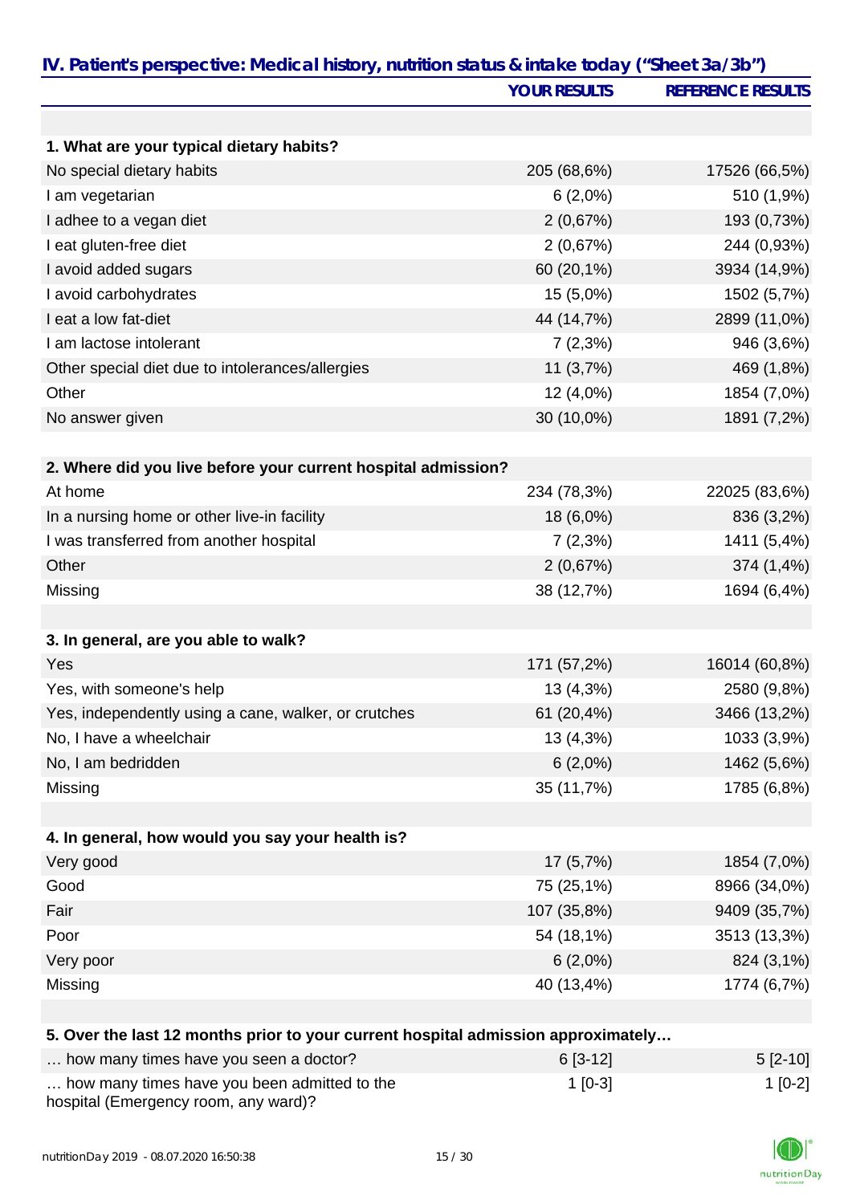## IV. Patient's perspective: Medical history, nutrition status & intake today ("Sheet 3a/3b")

| | YOUR RESULTS | REFERENCE RESULTS |
|---|---|---|
| **1. What are your typical dietary habits?** | | |
| No special dietary habits | 205 (68,6%) | 17526 (66,5%) |
| I am vegetarian | 6 (2,0%) | 510 (1,9%) |
| I adhee to a vegan diet | 2 (0,67%) | 193 (0,73%) |
| I eat gluten-free diet | 2 (0,67%) | 244 (0,93%) |
| I avoid added sugars | 60 (20,1%) | 3934 (14,9%) |
| I avoid carbohydrates | 15 (5,0%) | 1502 (5,7%) |
| I eat a low fat-diet | 44 (14,7%) | 2899 (11,0%) |
| I am lactose intolerant | 7 (2,3%) | 946 (3,6%) |
| Other special diet due to intolerances/allergies | 11 (3,7%) | 469 (1,8%) |
| Other | 12 (4,0%) | 1854 (7,0%) |
| No answer given | 30 (10,0%) | 1891 (7,2%) |
| **2. Where did you live before your current hospital admission?** | | |
| At home | 234 (78,3%) | 22025 (83,6%) |
| In a nursing home or other live-in facility | 18 (6,0%) | 836 (3,2%) |
| I was transferred from another hospital | 7 (2,3%) | 1411 (5,4%) |
| Other | 2 (0,67%) | 374 (1,4%) |
| Missing | 38 (12,7%) | 1694 (6,4%) |
| **3. In general, are you able to walk?** | | |
| Yes | 171 (57,2%) | 16014 (60,8%) |
| Yes, with someone's help | 13 (4,3%) | 2580 (9,8%) |
| Yes, independently using a cane, walker, or crutches | 61 (20,4%) | 3466 (13,2%) |
| No, I have a wheelchair | 13 (4,3%) | 1033 (3,9%) |
| No, I am bedridden | 6 (2,0%) | 1462 (5,6%) |
| Missing | 35 (11,7%) | 1785 (6,8%) |
| **4. In general, how would you say your health is?** | | |
| Very good | 17 (5,7%) | 1854 (7,0%) |
| Good | 75 (25,1%) | 8966 (34,0%) |
| Fair | 107 (35,8%) | 9409 (35,7%) |
| Poor | 54 (18,1%) | 3513 (13,3%) |
| Very poor | 6 (2,0%) | 824 (3,1%) |
| Missing | 40 (13,4%) | 1774 (6,7%) |
| **5. Over the last 12 months prior to your current hospital admission approximately…** | | |
| … how many times have you seen a doctor? | 6 [3-12] | 5 [2-10] |
| … how many times have you been admitted to the hospital (Emergency room, any ward)? | 1 [0-3] | 1 [0-2] |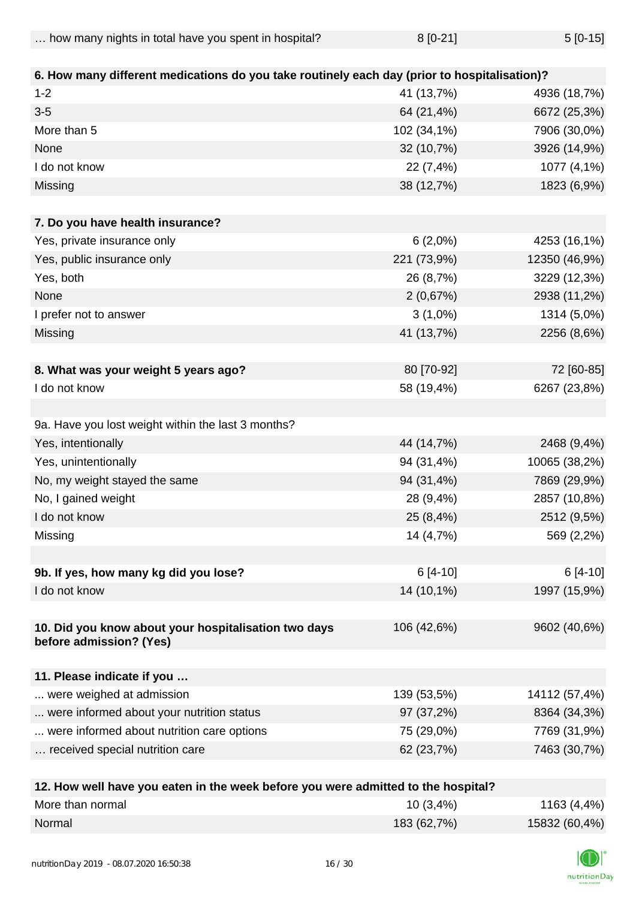| | | |
|---|---|---|
| … how many nights in total have you spent in hospital? | 8 [0-21] | 5 [0-15] |
| | | |
| **6. How many different medications do you take routinely each day (prior to hospitalisation)?** | | |
| 1-2 | 41 (13,7%) | 4936 (18,7%) |
| 3-5 | 64 (21,4%) | 6672 (25,3%) |
| More than 5 | 102 (34,1%) | 7906 (30,0%) |
| None | 32 (10,7%) | 3926 (14,9%) |
| I do not know | 22 (7,4%) | 1077 (4,1%) |
| Missing | 38 (12,7%) | 1823 (6,9%) |
| | | |
| **7. Do you have health insurance?** | | |
| Yes, private insurance only | 6 (2,0%) | 4253 (16,1%) |
| Yes, public insurance only | 221 (73,9%) | 12350 (46,9%) |
| Yes, both | 26 (8,7%) | 3229 (12,3%) |
| None | 2 (0,67%) | 2938 (11,2%) |
| I prefer not to answer | 3 (1,0%) | 1314 (5,0%) |
| Missing | 41 (13,7%) | 2256 (8,6%) |
| | | |
| **8. What was your weight 5 years ago?** | 80 [70-92] | 72 [60-85] |
| I do not know | 58 (19,4%) | 6267 (23,8%) |
| | | |
| 9a. Have you lost weight within the last 3 months? | | |
| Yes, intentionally | 44 (14,7%) | 2468 (9,4%) |
| Yes, unintentionally | 94 (31,4%) | 10065 (38,2%) |
| No, my weight stayed the same | 94 (31,4%) | 7869 (29,9%) |
| No, I gained weight | 28 (9,4%) | 2857 (10,8%) |
| I do not know | 25 (8,4%) | 2512 (9,5%) |
| Missing | 14 (4,7%) | 569 (2,2%) |
| | | |
| **9b. If yes, how many kg did you lose?** | 6 [4-10] | 6 [4-10] |
| I do not know | 14 (10,1%) | 1997 (15,9%) |
| | | |
| **10. Did you know about your hospitalisation two days before admission? (Yes)** | 106 (42,6%) | 9602 (40,6%) |
| | | |
| **11. Please indicate if you …** | | |
| ... were weighed at admission | 139 (53,5%) | 14112 (57,4%) |
| ... were informed about your nutrition status | 97 (37,2%) | 8364 (34,3%) |
| ... were informed about nutrition care options | 75 (29,0%) | 7769 (31,9%) |
| … received special nutrition care | 62 (23,7%) | 7463 (30,7%) |
| | | |
| **12. How well have you eaten in the week before you were admitted to the hospital?** | | |
| More than normal | 10 (3,4%) | 1163 (4,4%) |
| Normal | 183 (62,7%) | 15832 (60,4%) |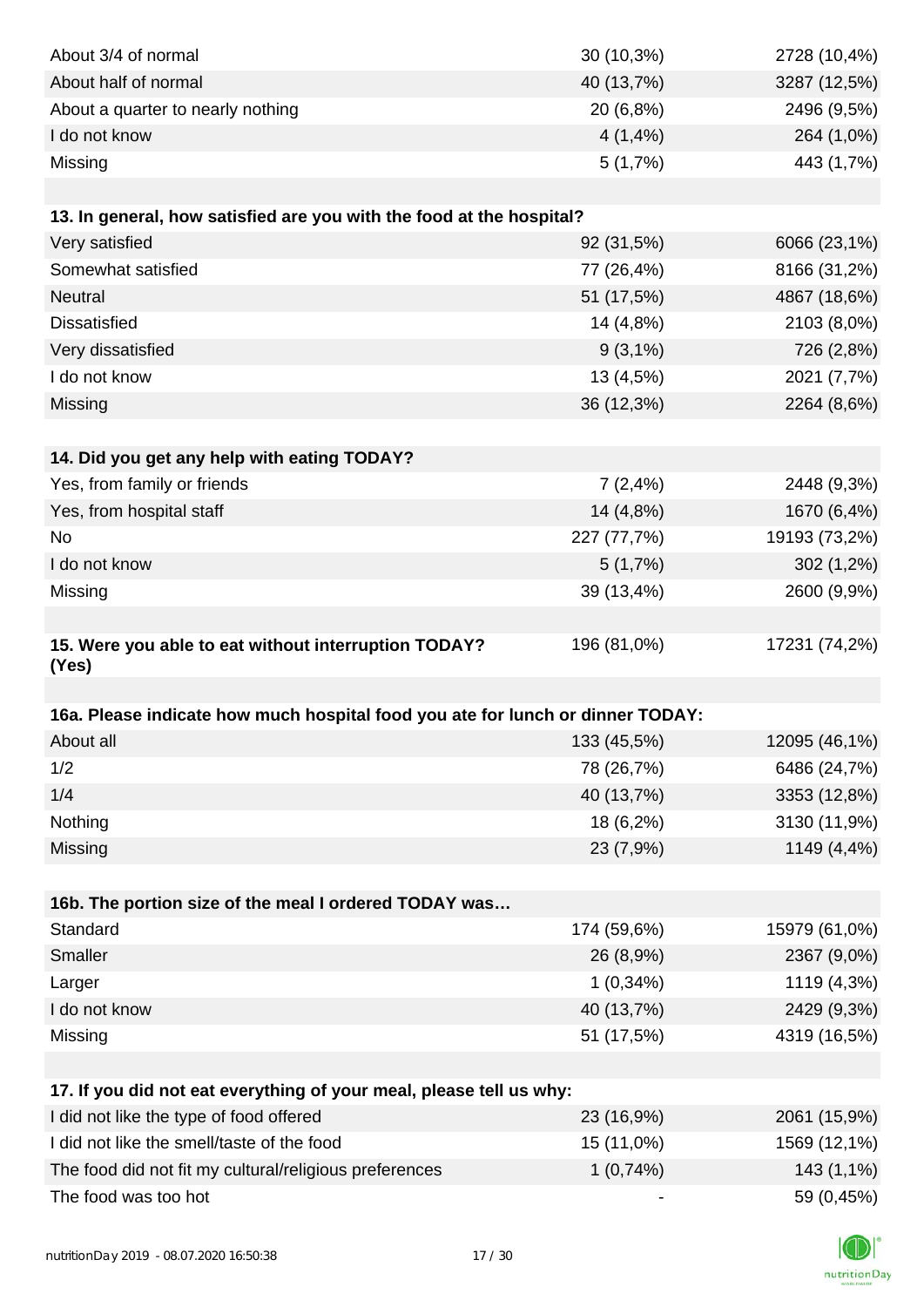| | | |
|---|---|---|
| About 3/4 of normal | 30 (10,3%) | 2728 (10,4%) |
| About half of normal | 40 (13,7%) | 3287 (12,5%) |
| About a quarter to nearly nothing | 20 (6,8%) | 2496 (9,5%) |
| I do not know | 4 (1,4%) | 264 (1,0%) |
| Missing | 5 (1,7%) | 443 (1,7%) |

| **13. In general, how satisfied are you with the food at the hospital?** | | |
|---|---|---|
| Very satisfied | 92 (31,5%) | 6066 (23,1%) |
| Somewhat satisfied | 77 (26,4%) | 8166 (31,2%) |
| Neutral | 51 (17,5%) | 4867 (18,6%) |
| Dissatisfied | 14 (4,8%) | 2103 (8,0%) |
| Very dissatisfied | 9 (3,1%) | 726 (2,8%) |
| I do not know | 13 (4,5%) | 2021 (7,7%) |
| Missing | 36 (12,3%) | 2264 (8,6%) |

| **14. Did you get any help with eating TODAY?** | | |
|---|---|---|
| Yes, from family or friends | 7 (2,4%) | 2448 (9,3%) |
| Yes, from hospital staff | 14 (4,8%) | 1670 (6,4%) |
| No | 227 (77,7%) | 19193 (73,2%) |
| I do not know | 5 (1,7%) | 302 (1,2%) |
| Missing | 39 (13,4%) | 2600 (9,9%) |

| **15. Were you able to eat without interruption TODAY? (Yes)** | 196 (81,0%) | 17231 (74,2%) |
|---|---|---|

| **16a. Please indicate how much hospital food you ate for lunch or dinner TODAY:** | | |
|---|---|---|
| About all | 133 (45,5%) | 12095 (46,1%) |
| 1/2 | 78 (26,7%) | 6486 (24,7%) |
| 1/4 | 40 (13,7%) | 3353 (12,8%) |
| Nothing | 18 (6,2%) | 3130 (11,9%) |
| Missing | 23 (7,9%) | 1149 (4,4%) |

| **16b. The portion size of the meal I ordered TODAY was…** | | |
|---|---|---|
| Standard | 174 (59,6%) | 15979 (61,0%) |
| Smaller | 26 (8,9%) | 2367 (9,0%) |
| Larger | 1 (0,34%) | 1119 (4,3%) |
| I do not know | 40 (13,7%) | 2429 (9,3%) |
| Missing | 51 (17,5%) | 4319 (16,5%) |

| **17. If you did not eat everything of your meal, please tell us why:** | | |
|---|---|---|
| I did not like the type of food offered | 23 (16,9%) | 2061 (15,9%) |
| I did not like the smell/taste of the food | 15 (11,0%) | 1569 (12,1%) |
| The food did not fit my cultural/religious preferences | 1 (0,74%) | 143 (1,1%) |
| The food was too hot | - | 59 (0,45%) |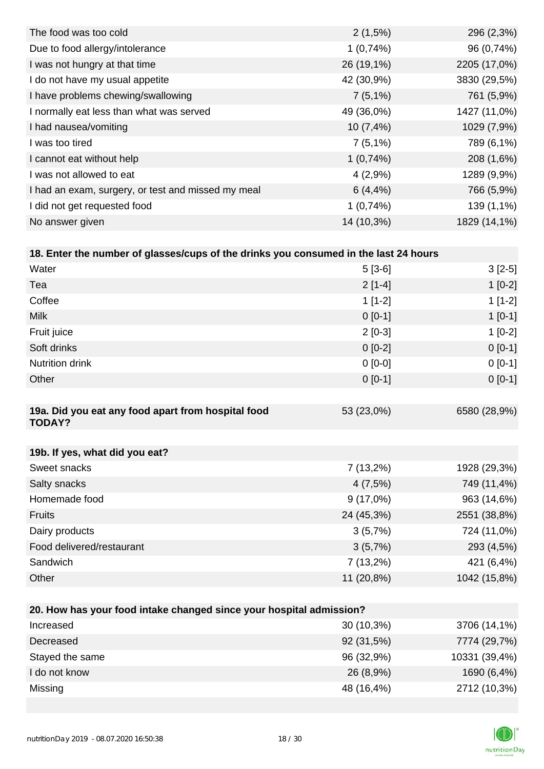| | | |
|---|---|---|
| The food was too cold | 2 (1,5%) | 296 (2,3%) |
| Due to food allergy/intolerance | 1 (0,74%) | 96 (0,74%) |
| I was not hungry at that time | 26 (19,1%) | 2205 (17,0%) |
| I do not have my usual appetite | 42 (30,9%) | 3830 (29,5%) |
| I have problems chewing/swallowing | 7 (5,1%) | 761 (5,9%) |
| I normally eat less than what was served | 49 (36,0%) | 1427 (11,0%) |
| I had nausea/vomiting | 10 (7,4%) | 1029 (7,9%) |
| I was too tired | 7 (5,1%) | 789 (6,1%) |
| I cannot eat without help | 1 (0,74%) | 208 (1,6%) |
| I was not allowed to eat | 4 (2,9%) | 1289 (9,9%) |
| I had an exam, surgery, or test and missed my meal | 6 (4,4%) | 766 (5,9%) |
| I did not get requested food | 1 (0,74%) | 139 (1,1%) |
| No answer given | 14 (10,3%) | 1829 (14,1%) |

| **18. Enter the number of glasses/cups of the drinks you consumed in the last 24 hours** | | |
|---|---|---|
| Water | 5 [3-6] | 3 [2-5] |
| Tea | 2 [1-4] | 1 [0-2] |
| Coffee | 1 [1-2] | 1 [1-2] |
| Milk | 0 [0-1] | 1 [0-1] |
| Fruit juice | 2 [0-3] | 1 [0-2] |
| Soft drinks | 0 [0-2] | 0 [0-1] |
| Nutrition drink | 0 [0-0] | 0 [0-1] |
| Other | 0 [0-1] | 0 [0-1] |

| **19a. Did you eat any food apart from hospital food TODAY?** | 53 (23,0%) | 6580 (28,9%) |
|---|---|---|

| **19b. If yes, what did you eat?** | | |
|---|---|---|
| Sweet snacks | 7 (13,2%) | 1928 (29,3%) |
| Salty snacks | 4 (7,5%) | 749 (11,4%) |
| Homemade food | 9 (17,0%) | 963 (14,6%) |
| Fruits | 24 (45,3%) | 2551 (38,8%) |
| Dairy products | 3 (5,7%) | 724 (11,0%) |
| Food delivered/restaurant | 3 (5,7%) | 293 (4,5%) |
| Sandwich | 7 (13,2%) | 421 (6,4%) |
| Other | 11 (20,8%) | 1042 (15,8%) |

| **20. How has your food intake changed since your hospital admission?** | | |
|---|---|---|
| Increased | 30 (10,3%) | 3706 (14,1%) |
| Decreased | 92 (31,5%) | 7774 (29,7%) |
| Stayed the same | 96 (32,9%) | 10331 (39,4%) |
| I do not know | 26 (8,9%) | 1690 (6,4%) |
| Missing | 48 (16,4%) | 2712 (10,3%) |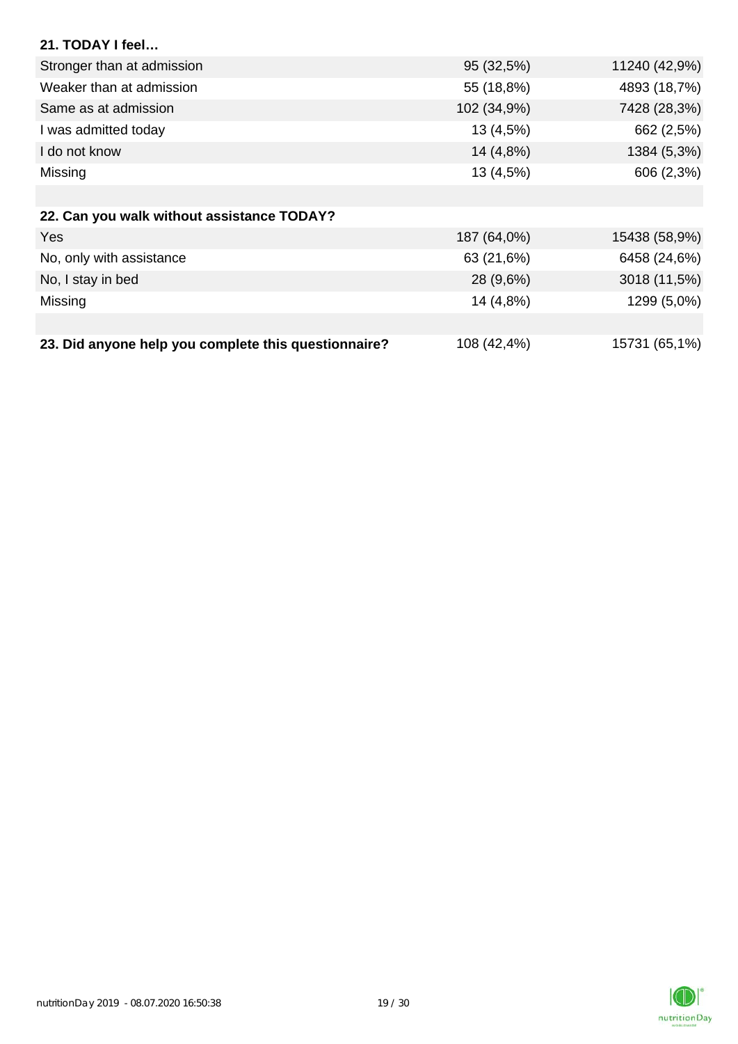| 21. TODAY I feel… | | |
|---|---|---|
| Stronger than at admission | 95 (32,5%) | 11240 (42,9%) |
| Weaker than at admission | 55 (18,8%) | 4893 (18,7%) |
| Same as at admission | 102 (34,9%) | 7428 (28,3%) |
| I was admitted today | 13 (4,5%) | 662 (2,5%) |
| I do not know | 14 (4,8%) | 1384 (5,3%) |
| Missing | 13 (4,5%) | 606 (2,3%) |

| 22. Can you walk without assistance TODAY? | | |
|---|---|---|
| Yes | 187 (64,0%) | 15438 (58,9%) |
| No, only with assistance | 63 (21,6%) | 6458 (24,6%) |
| No, I stay in bed | 28 (9,6%) | 3018 (11,5%) |
| Missing | 14 (4,8%) | 1299 (5,0%) |

| 23. Did anyone help you complete this questionnaire? | 108 (42,4%) | 15731 (65,1%) |
|---|---|---|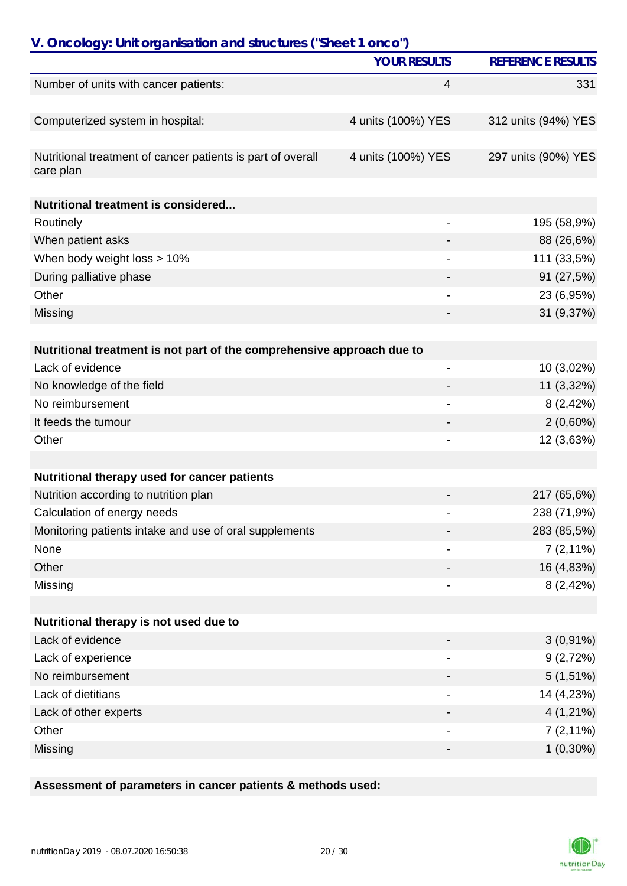## V. Oncology: Unit organisation and structures ("Sheet 1 onco")

| | YOUR RESULTS | REFERENCE RESULTS |
|---|---|---|
| Number of units with cancer patients: | 4 | 331 |
| | | |
| Computerized system in hospital: | 4 units (100%) YES | 312 units (94%) YES |
| | | |
| Nutritional treatment of cancer patients is part of overall care plan | 4 units (100%) YES | 297 units (90%) YES |
| | | |
| **Nutritional treatment is considered...** | | |
| Routinely | - | 195 (58,9%) |
| When patient asks | - | 88 (26,6%) |
| When body weight loss > 10% | - | 111 (33,5%) |
| During palliative phase | - | 91 (27,5%) |
| Other | - | 23 (6,95%) |
| Missing | - | 31 (9,37%) |
| | | |
| **Nutritional treatment is not part of the comprehensive approach due to** | | |
| Lack of evidence | - | 10 (3,02%) |
| No knowledge of the field | - | 11 (3,32%) |
| No reimbursement | - | 8 (2,42%) |
| It feeds the tumour | - | 2 (0,60%) |
| Other | - | 12 (3,63%) |
| | | |
| **Nutritional therapy used for cancer patients** | | |
| Nutrition according to nutrition plan | - | 217 (65,6%) |
| Calculation of energy needs | - | 238 (71,9%) |
| Monitoring patients intake and use of oral supplements | - | 283 (85,5%) |
| None | - | 7 (2,11%) |
| Other | - | 16 (4,83%) |
| Missing | - | 8 (2,42%) |
| | | |
| **Nutritional therapy is not used due to** | | |
| Lack of evidence | - | 3 (0,91%) |
| Lack of experience | - | 9 (2,72%) |
| No reimbursement | - | 5 (1,51%) |
| Lack of dietitians | - | 14 (4,23%) |
| Lack of other experts | - | 4 (1,21%) |
| Other | - | 7 (2,11%) |
| Missing | - | 1 (0,30%) |

**Assessment of parameters in cancer patients & methods used:**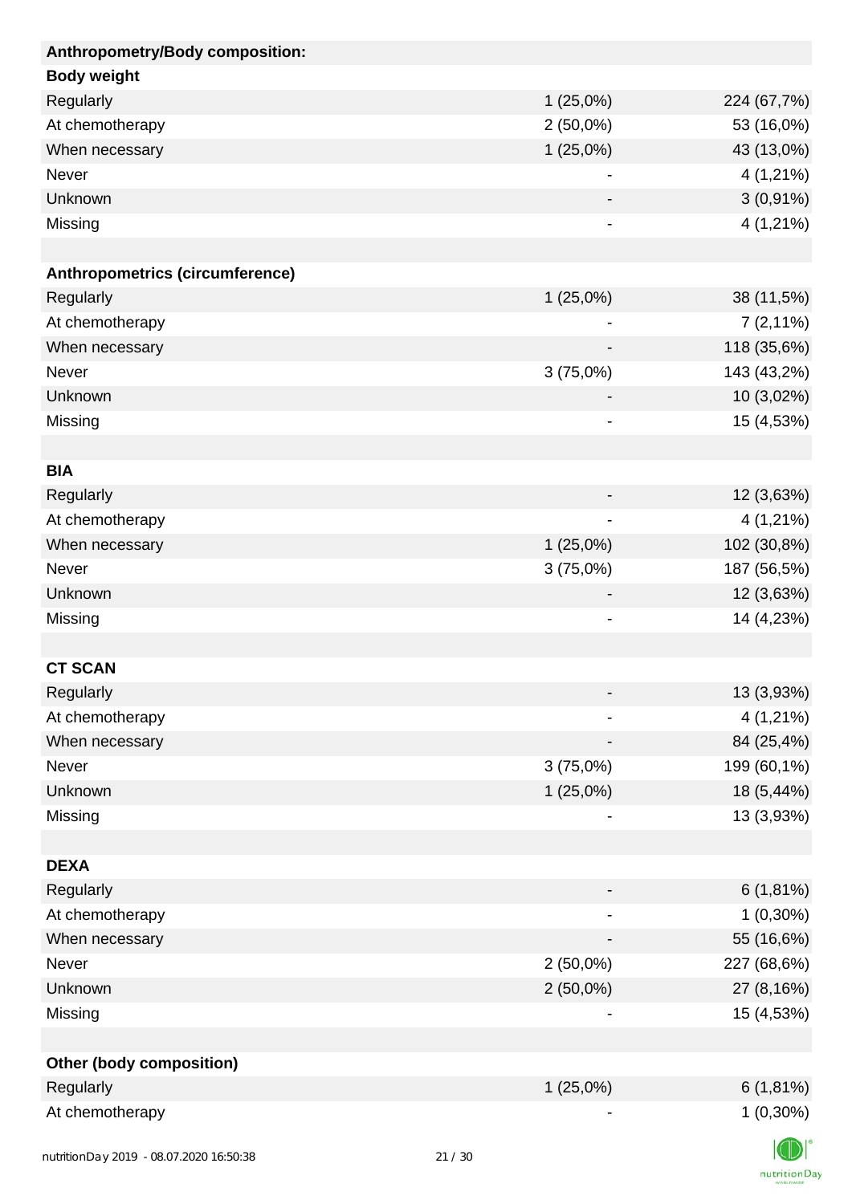| **Anthropometry/Body composition:** | | |
|---|---|---|
| **Body weight** | | |
| Regularly | 1 (25,0%) | 224 (67,7%) |
| At chemotherapy | 2 (50,0%) | 53 (16,0%) |
| When necessary | 1 (25,0%) | 43 (13,0%) |
| Never | - | 4 (1,21%) |
| Unknown | - | 3 (0,91%) |
| Missing | - | 4 (1,21%) |
| | | |
| **Anthropometrics (circumference)** | | |
| Regularly | 1 (25,0%) | 38 (11,5%) |
| At chemotherapy | - | 7 (2,11%) |
| When necessary | - | 118 (35,6%) |
| Never | 3 (75,0%) | 143 (43,2%) |
| Unknown | - | 10 (3,02%) |
| Missing | - | 15 (4,53%) |
| | | |
| **BIA** | | |
| Regularly | - | 12 (3,63%) |
| At chemotherapy | - | 4 (1,21%) |
| When necessary | 1 (25,0%) | 102 (30,8%) |
| Never | 3 (75,0%) | 187 (56,5%) |
| Unknown | - | 12 (3,63%) |
| Missing | - | 14 (4,23%) |
| | | |
| **CT SCAN** | | |
| Regularly | - | 13 (3,93%) |
| At chemotherapy | - | 4 (1,21%) |
| When necessary | - | 84 (25,4%) |
| Never | 3 (75,0%) | 199 (60,1%) |
| Unknown | 1 (25,0%) | 18 (5,44%) |
| Missing | - | 13 (3,93%) |
| | | |
| **DEXA** | | |
| Regularly | - | 6 (1,81%) |
| At chemotherapy | - | 1 (0,30%) |
| When necessary | - | 55 (16,6%) |
| Never | 2 (50,0%) | 227 (68,6%) |
| Unknown | 2 (50,0%) | 27 (8,16%) |
| Missing | - | 15 (4,53%) |
| | | |
| **Other (body composition)** | | |
| Regularly | 1 (25,0%) | 6 (1,81%) |
| At chemotherapy | - | 1 (0,30%) |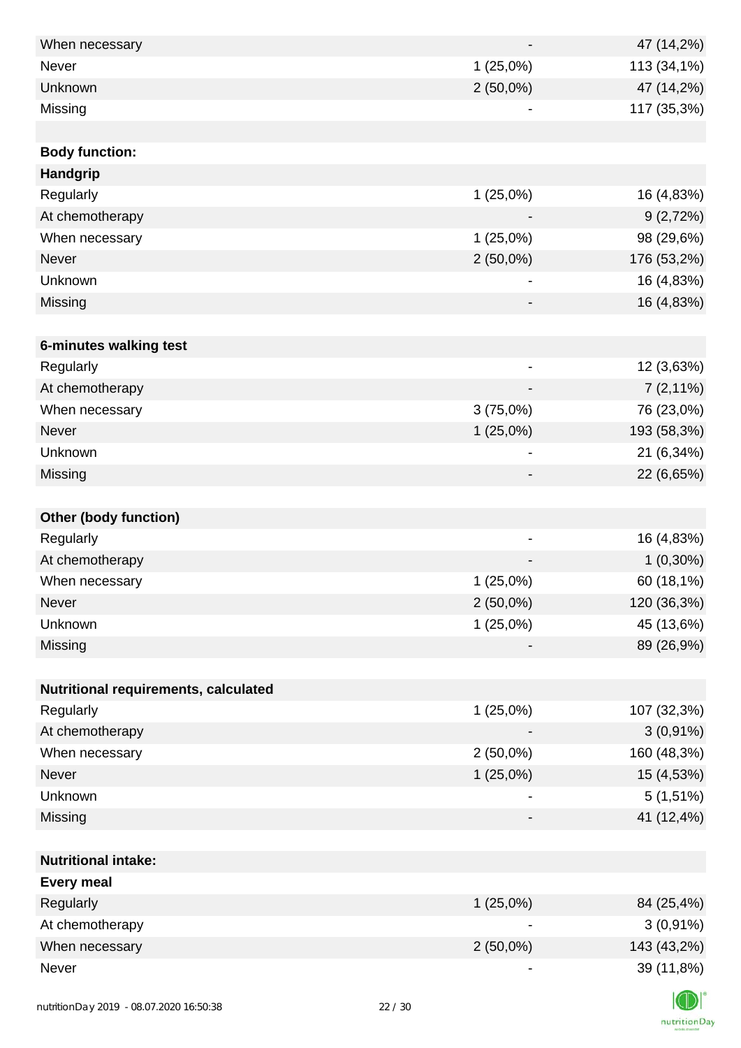| | | |
|---|---|---|
| When necessary | - | 47 (14,2%) |
| Never | 1 (25,0%) | 113 (34,1%) |
| Unknown | 2 (50,0%) | 47 (14,2%) |
| Missing | - | 117 (35,3%) |
| | | |
| **Body function:** | | |
| **Handgrip** | | |
| Regularly | 1 (25,0%) | 16 (4,83%) |
| At chemotherapy | - | 9 (2,72%) |
| When necessary | 1 (25,0%) | 98 (29,6%) |
| Never | 2 (50,0%) | 176 (53,2%) |
| Unknown | - | 16 (4,83%) |
| Missing | - | 16 (4,83%) |
| | | |
| **6-minutes walking test** | | |
| Regularly | - | 12 (3,63%) |
| At chemotherapy | - | 7 (2,11%) |
| When necessary | 3 (75,0%) | 76 (23,0%) |
| Never | 1 (25,0%) | 193 (58,3%) |
| Unknown | - | 21 (6,34%) |
| Missing | - | 22 (6,65%) |
| | | |
| **Other (body function)** | | |
| Regularly | - | 16 (4,83%) |
| At chemotherapy | - | 1 (0,30%) |
| When necessary | 1 (25,0%) | 60 (18,1%) |
| Never | 2 (50,0%) | 120 (36,3%) |
| Unknown | 1 (25,0%) | 45 (13,6%) |
| Missing | - | 89 (26,9%) |
| | | |
| **Nutritional requirements, calculated** | | |
| Regularly | 1 (25,0%) | 107 (32,3%) |
| At chemotherapy | - | 3 (0,91%) |
| When necessary | 2 (50,0%) | 160 (48,3%) |
| Never | 1 (25,0%) | 15 (4,53%) |
| Unknown | - | 5 (1,51%) |
| Missing | - | 41 (12,4%) |
| | | |
| **Nutritional intake:** | | |
| **Every meal** | | |
| Regularly | 1 (25,0%) | 84 (25,4%) |
| At chemotherapy | - | 3 (0,91%) |
| When necessary | 2 (50,0%) | 143 (43,2%) |
| Never | - | 39 (11,8%) |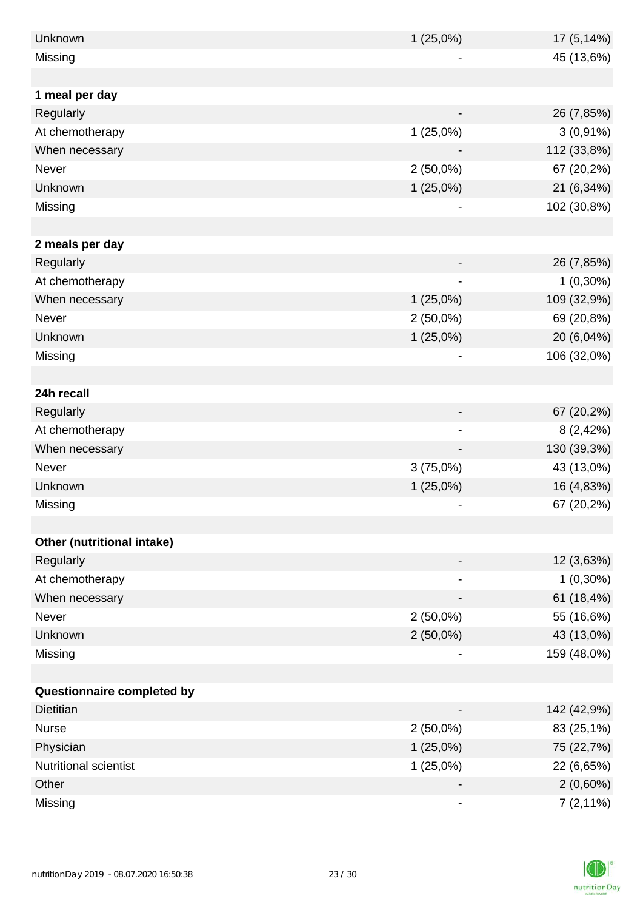| | | |
|---|---|---|
| Unknown | 1 (25,0%) | 17 (5,14%) |
| Missing | - | 45 (13,6%) |
| | | |
| **1 meal per day** | | |
| Regularly | - | 26 (7,85%) |
| At chemotherapy | 1 (25,0%) | 3 (0,91%) |
| When necessary | - | 112 (33,8%) |
| Never | 2 (50,0%) | 67 (20,2%) |
| Unknown | 1 (25,0%) | 21 (6,34%) |
| Missing | - | 102 (30,8%) |
| | | |
| **2 meals per day** | | |
| Regularly | - | 26 (7,85%) |
| At chemotherapy | - | 1 (0,30%) |
| When necessary | 1 (25,0%) | 109 (32,9%) |
| Never | 2 (50,0%) | 69 (20,8%) |
| Unknown | 1 (25,0%) | 20 (6,04%) |
| Missing | - | 106 (32,0%) |
| | | |
| **24h recall** | | |
| Regularly | - | 67 (20,2%) |
| At chemotherapy | - | 8 (2,42%) |
| When necessary | - | 130 (39,3%) |
| Never | 3 (75,0%) | 43 (13,0%) |
| Unknown | 1 (25,0%) | 16 (4,83%) |
| Missing | - | 67 (20,2%) |
| | | |
| **Other (nutritional intake)** | | |
| Regularly | - | 12 (3,63%) |
| At chemotherapy | - | 1 (0,30%) |
| When necessary | - | 61 (18,4%) |
| Never | 2 (50,0%) | 55 (16,6%) |
| Unknown | 2 (50,0%) | 43 (13,0%) |
| Missing | - | 159 (48,0%) |
| | | |
| **Questionnaire completed by** | | |
| Dietitian | - | 142 (42,9%) |
| Nurse | 2 (50,0%) | 83 (25,1%) |
| Physician | 1 (25,0%) | 75 (22,7%) |
| Nutritional scientist | 1 (25,0%) | 22 (6,65%) |
| Other | - | 2 (0,60%) |
| Missing | - | 7 (2,11%) |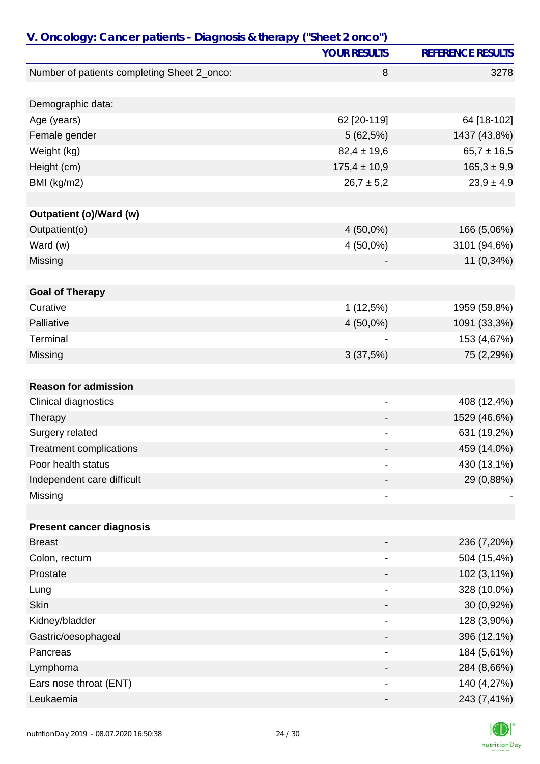## V. Oncology: Cancer patients - Diagnosis & therapy ("Sheet 2 onco")

| | YOUR RESULTS | REFERENCE RESULTS |
|---|---|---|
| Number of patients completing Sheet 2_onco: | 8 | 3278 |
| | | |
| Demographic data: | | |
| Age (years) | 62 [20-119] | 64 [18-102] |
| Female gender | 5 (62,5%) | 1437 (43,8%) |
| Weight (kg) | 82,4 ± 19,6 | 65,7 ± 16,5 |
| Height (cm) | 175,4 ± 10,9 | 165,3 ± 9,9 |
| BMI (kg/m2) | 26,7 ± 5,2 | 23,9 ± 4,9 |
| | | |
| **Outpatient (o)/Ward (w)** | | |
| Outpatient(o) | 4 (50,0%) | 166 (5,06%) |
| Ward (w) | 4 (50,0%) | 3101 (94,6%) |
| Missing | - | 11 (0,34%) |
| | | |
| **Goal of Therapy** | | |
| Curative | 1 (12,5%) | 1959 (59,8%) |
| Palliative | 4 (50,0%) | 1091 (33,3%) |
| Terminal | - | 153 (4,67%) |
| Missing | 3 (37,5%) | 75 (2,29%) |
| | | |
| **Reason for admission** | | |
| Clinical diagnostics | - | 408 (12,4%) |
| Therapy | - | 1529 (46,6%) |
| Surgery related | - | 631 (19,2%) |
| Treatment complications | - | 459 (14,0%) |
| Poor health status | - | 430 (13,1%) |
| Independent care difficult | - | 29 (0,88%) |
| Missing | - | - |
| | | |
| **Present cancer diagnosis** | | |
| Breast | - | 236 (7,20%) |
| Colon, rectum | - | 504 (15,4%) |
| Prostate | - | 102 (3,11%) |
| Lung | - | 328 (10,0%) |
| Skin | - | 30 (0,92%) |
| Kidney/bladder | - | 128 (3,90%) |
| Gastric/oesophageal | - | 396 (12,1%) |
| Pancreas | - | 184 (5,61%) |
| Lymphoma | - | 284 (8,66%) |
| Ears nose throat (ENT) | - | 140 (4,27%) |
| Leukaemia | - | 243 (7,41%) |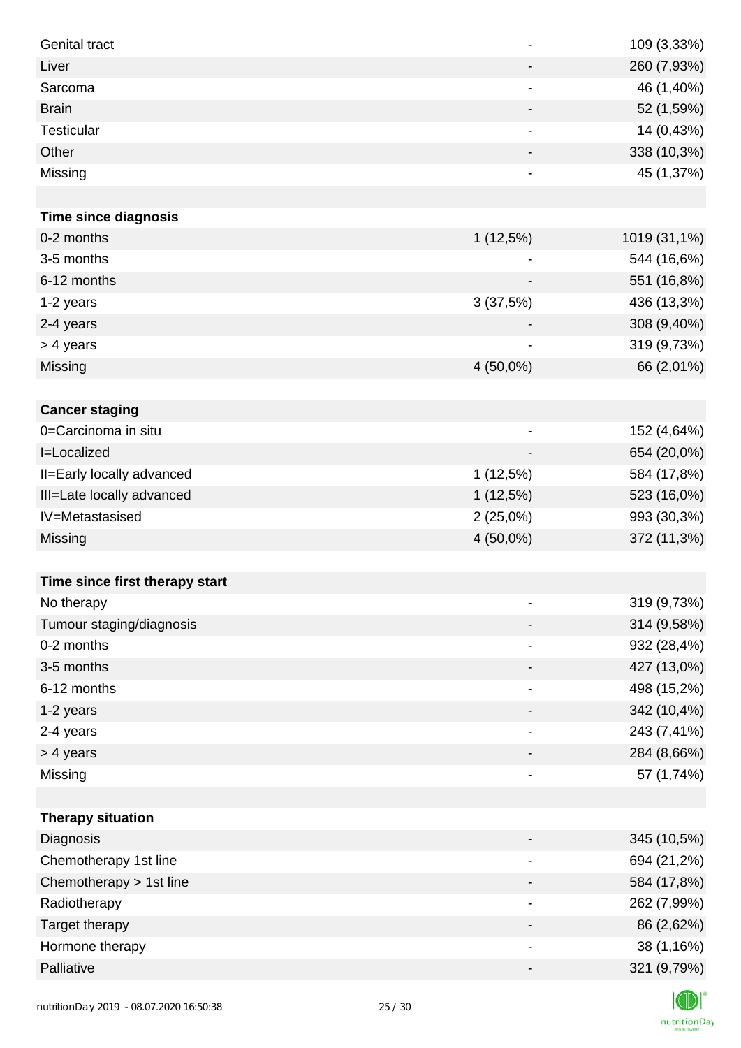| | | |
|---|---|---|
| Genital tract | - | 109 (3,33%) |
| Liver | - | 260 (7,93%) |
| Sarcoma | - | 46 (1,40%) |
| Brain | - | 52 (1,59%) |
| Testicular | - | 14 (0,43%) |
| Other | - | 338 (10,3%) |
| Missing | - | 45 (1,37%) |
| | | |
| **Time since diagnosis** | | |
| 0-2 months | 1 (12,5%) | 1019 (31,1%) |
| 3-5 months | - | 544 (16,6%) |
| 6-12 months | - | 551 (16,8%) |
| 1-2 years | 3 (37,5%) | 436 (13,3%) |
| 2-4 years | - | 308 (9,40%) |
| > 4 years | - | 319 (9,73%) |
| Missing | 4 (50,0%) | 66 (2,01%) |
| | | |
| **Cancer staging** | | |
| 0=Carcinoma in situ | - | 152 (4,64%) |
| I=Localized | - | 654 (20,0%) |
| II=Early locally advanced | 1 (12,5%) | 584 (17,8%) |
| III=Late locally advanced | 1 (12,5%) | 523 (16,0%) |
| IV=Metastasised | 2 (25,0%) | 993 (30,3%) |
| Missing | 4 (50,0%) | 372 (11,3%) |
| | | |
| **Time since first therapy start** | | |
| No therapy | - | 319 (9,73%) |
| Tumour staging/diagnosis | - | 314 (9,58%) |
| 0-2 months | - | 932 (28,4%) |
| 3-5 months | - | 427 (13,0%) |
| 6-12 months | - | 498 (15,2%) |
| 1-2 years | - | 342 (10,4%) |
| 2-4 years | - | 243 (7,41%) |
| > 4 years | - | 284 (8,66%) |
| Missing | - | 57 (1,74%) |
| | | |
| **Therapy situation** | | |
| Diagnosis | - | 345 (10,5%) |
| Chemotherapy 1st line | - | 694 (21,2%) |
| Chemotherapy > 1st line | - | 584 (17,8%) |
| Radiotherapy | - | 262 (7,99%) |
| Target therapy | - | 86 (2,62%) |
| Hormone therapy | - | 38 (1,16%) |
| Palliative | - | 321 (9,79%) |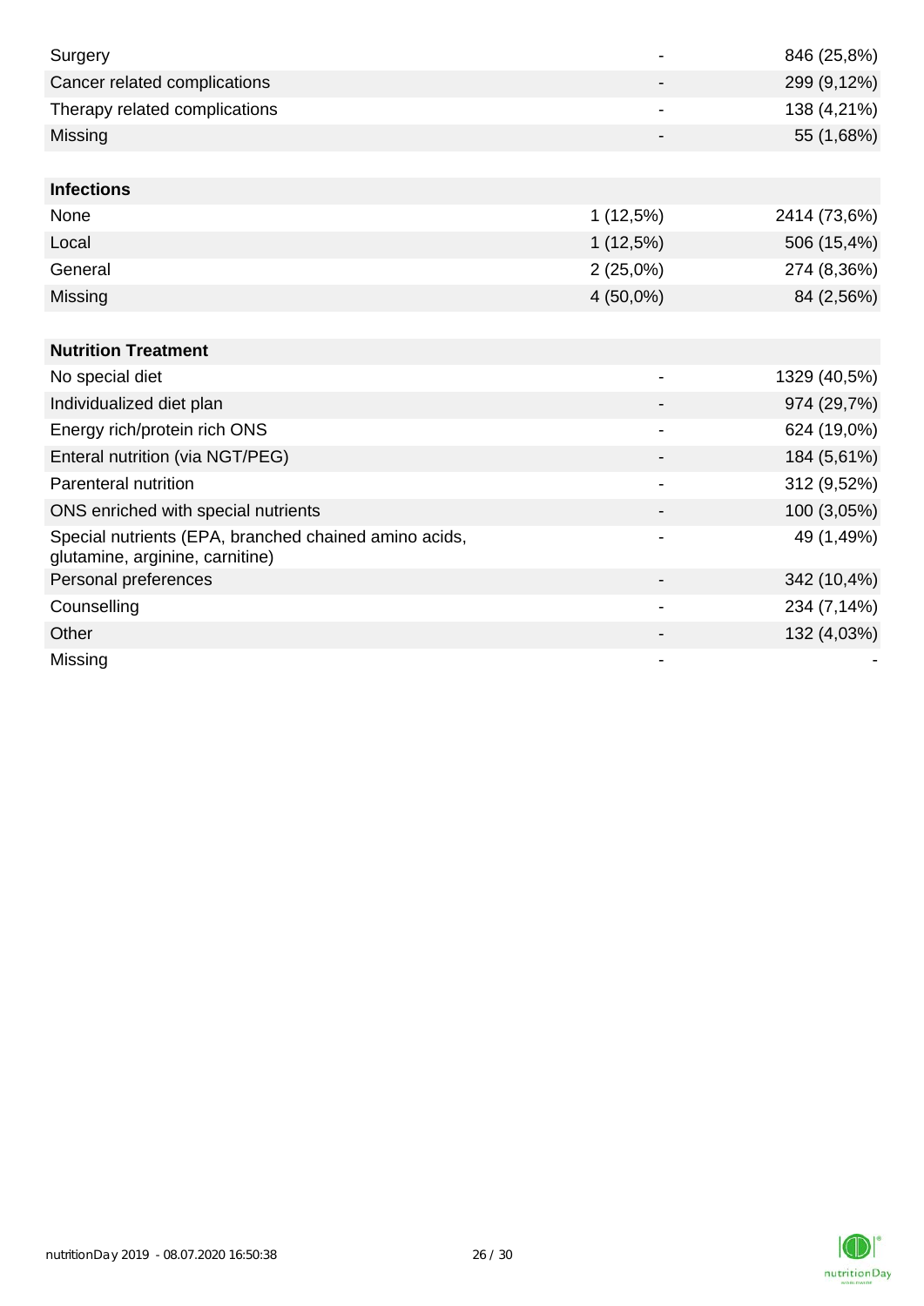| | | |
|---|---|---|
| Surgery | - | 846 (25,8%) |
| Cancer related complications | - | 299 (9,12%) |
| Therapy related complications | - | 138 (4,21%) |
| Missing | - | 55 (1,68%) |
| | | |
| **Infections** | | |
| None | 1 (12,5%) | 2414 (73,6%) |
| Local | 1 (12,5%) | 506 (15,4%) |
| General | 2 (25,0%) | 274 (8,36%) |
| Missing | 4 (50,0%) | 84 (2,56%) |
| | | |
| **Nutrition Treatment** | | |
| No special diet | - | 1329 (40,5%) |
| Individualized diet plan | - | 974 (29,7%) |
| Energy rich/protein rich ONS | - | 624 (19,0%) |
| Enteral nutrition (via NGT/PEG) | - | 184 (5,61%) |
| Parenteral nutrition | - | 312 (9,52%) |
| ONS enriched with special nutrients | - | 100 (3,05%) |
| Special nutrients (EPA, branched chained amino acids, glutamine, arginine, carnitine) | - | 49 (1,49%) |
| Personal preferences | - | 342 (10,4%) |
| Counselling | - | 234 (7,14%) |
| Other | - | 132 (4,03%) |
| Missing | - | - |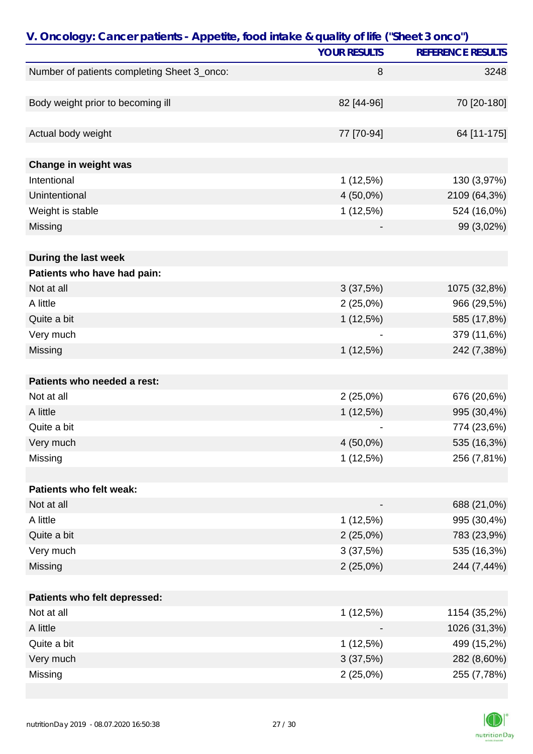## V. Oncology: Cancer patients - Appetite, food intake & quality of life ("Sheet 3 onco")

| | YOUR RESULTS | REFERENCE RESULTS |
|---|---|---|
| Number of patients completing Sheet 3_onco: | 8 | 3248 |
| | | |
| Body weight prior to becoming ill | 82 [44-96] | 70 [20-180] |
| | | |
| Actual body weight | 77 [70-94] | 64 [11-175] |
| | | |
| **Change in weight was** | | |
| Intentional | 1 (12,5%) | 130 (3,97%) |
| Unintentional | 4 (50,0%) | 2109 (64,3%) |
| Weight is stable | 1 (12,5%) | 524 (16,0%) |
| Missing | - | 99 (3,02%) |
| | | |
| **During the last week** | | |
| **Patients who have had pain:** | | |
| Not at all | 3 (37,5%) | 1075 (32,8%) |
| A little | 2 (25,0%) | 966 (29,5%) |
| Quite a bit | 1 (12,5%) | 585 (17,8%) |
| Very much | - | 379 (11,6%) |
| Missing | 1 (12,5%) | 242 (7,38%) |
| | | |
| **Patients who needed a rest:** | | |
| Not at all | 2 (25,0%) | 676 (20,6%) |
| A little | 1 (12,5%) | 995 (30,4%) |
| Quite a bit | - | 774 (23,6%) |
| Very much | 4 (50,0%) | 535 (16,3%) |
| Missing | 1 (12,5%) | 256 (7,81%) |
| | | |
| **Patients who felt weak:** | | |
| Not at all | - | 688 (21,0%) |
| A little | 1 (12,5%) | 995 (30,4%) |
| Quite a bit | 2 (25,0%) | 783 (23,9%) |
| Very much | 3 (37,5%) | 535 (16,3%) |
| Missing | 2 (25,0%) | 244 (7,44%) |
| | | |
| **Patients who felt depressed:** | | |
| Not at all | 1 (12,5%) | 1154 (35,2%) |
| A little | - | 1026 (31,3%) |
| Quite a bit | 1 (12,5%) | 499 (15,2%) |
| Very much | 3 (37,5%) | 282 (8,60%) |
| Missing | 2 (25,0%) | 255 (7,78%) |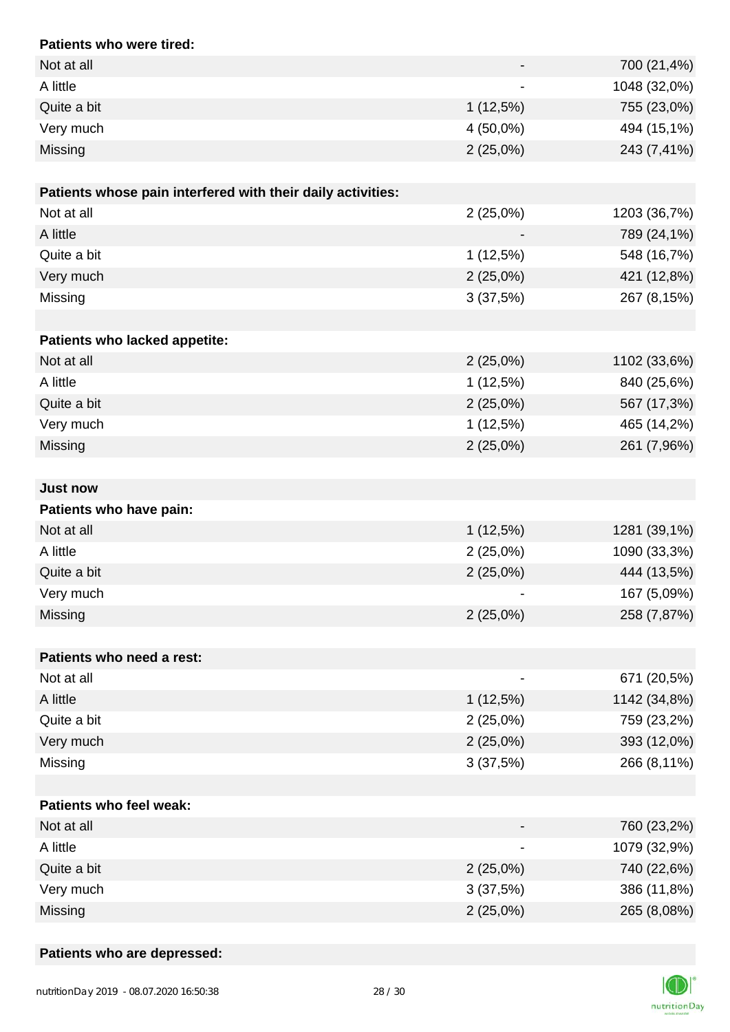| Patients who were tired: | | |
|---|---|---|
| Not at all | - | 700 (21,4%) |
| A little | - | 1048 (32,0%) |
| Quite a bit | 1 (12,5%) | 755 (23,0%) |
| Very much | 4 (50,0%) | 494 (15,1%) |
| Missing | 2 (25,0%) | 243 (7,41%) |

| Patients whose pain interfered with their daily activities: | | |
|---|---|---|
| Not at all | 2 (25,0%) | 1203 (36,7%) |
| A little | - | 789 (24,1%) |
| Quite a bit | 1 (12,5%) | 548 (16,7%) |
| Very much | 2 (25,0%) | 421 (12,8%) |
| Missing | 3 (37,5%) | 267 (8,15%) |

| Patients who lacked appetite: | | |
|---|---|---|
| Not at all | 2 (25,0%) | 1102 (33,6%) |
| A little | 1 (12,5%) | 840 (25,6%) |
| Quite a bit | 2 (25,0%) | 567 (17,3%) |
| Very much | 1 (12,5%) | 465 (14,2%) |
| Missing | 2 (25,0%) | 261 (7,96%) |

**Just now**

| Patients who have pain: | | |
|---|---|---|
| Not at all | 1 (12,5%) | 1281 (39,1%) |
| A little | 2 (25,0%) | 1090 (33,3%) |
| Quite a bit | 2 (25,0%) | 444 (13,5%) |
| Very much | - | 167 (5,09%) |
| Missing | 2 (25,0%) | 258 (7,87%) |

| Patients who need a rest: | | |
|---|---|---|
| Not at all | - | 671 (20,5%) |
| A little | 1 (12,5%) | 1142 (34,8%) |
| Quite a bit | 2 (25,0%) | 759 (23,2%) |
| Very much | 2 (25,0%) | 393 (12,0%) |
| Missing | 3 (37,5%) | 266 (8,11%) |

| Patients who feel weak: | | |
|---|---|---|
| Not at all | - | 760 (23,2%) |
| A little | - | 1079 (32,9%) |
| Quite a bit | 2 (25,0%) | 740 (22,6%) |
| Very much | 3 (37,5%) | 386 (11,8%) |
| Missing | 2 (25,0%) | 265 (8,08%) |

**Patients who are depressed:**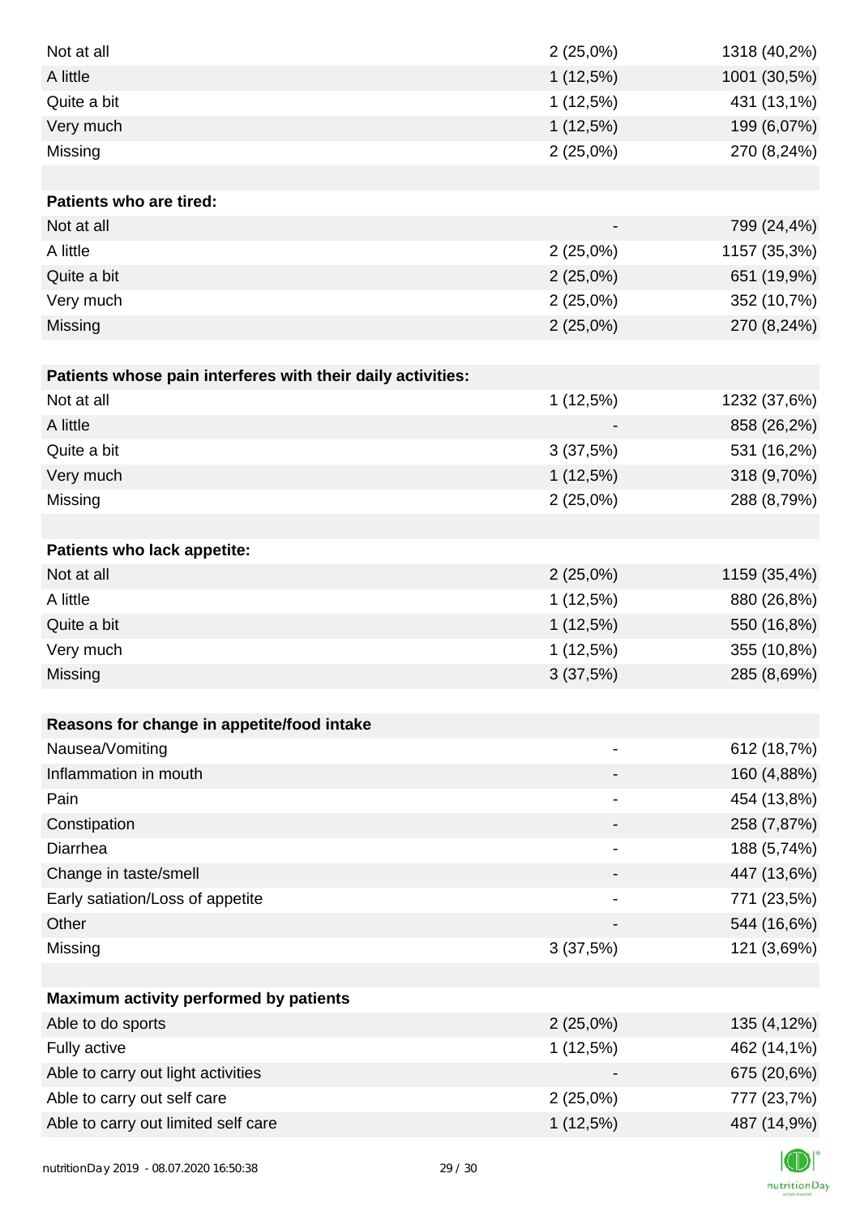| | | |
|---|---|---|
| Not at all | 2 (25,0%) | 1318 (40,2%) |
| A little | 1 (12,5%) | 1001 (30,5%) |
| Quite a bit | 1 (12,5%) | 431 (13,1%) |
| Very much | 1 (12,5%) | 199 (6,07%) |
| Missing | 2 (25,0%) | 270 (8,24%) |
| | | |
| **Patients who are tired:** | | |
| Not at all | - | 799 (24,4%) |
| A little | 2 (25,0%) | 1157 (35,3%) |
| Quite a bit | 2 (25,0%) | 651 (19,9%) |
| Very much | 2 (25,0%) | 352 (10,7%) |
| Missing | 2 (25,0%) | 270 (8,24%) |
| | | |
| **Patients whose pain interferes with their daily activities:** | | |
| Not at all | 1 (12,5%) | 1232 (37,6%) |
| A little | - | 858 (26,2%) |
| Quite a bit | 3 (37,5%) | 531 (16,2%) |
| Very much | 1 (12,5%) | 318 (9,70%) |
| Missing | 2 (25,0%) | 288 (8,79%) |
| | | |
| **Patients who lack appetite:** | | |
| Not at all | 2 (25,0%) | 1159 (35,4%) |
| A little | 1 (12,5%) | 880 (26,8%) |
| Quite a bit | 1 (12,5%) | 550 (16,8%) |
| Very much | 1 (12,5%) | 355 (10,8%) |
| Missing | 3 (37,5%) | 285 (8,69%) |
| | | |
| **Reasons for change in appetite/food intake** | | |
| Nausea/Vomiting | - | 612 (18,7%) |
| Inflammation in mouth | - | 160 (4,88%) |
| Pain | - | 454 (13,8%) |
| Constipation | - | 258 (7,87%) |
| Diarrhea | - | 188 (5,74%) |
| Change in taste/smell | - | 447 (13,6%) |
| Early satiation/Loss of appetite | - | 771 (23,5%) |
| Other | - | 544 (16,6%) |
| Missing | 3 (37,5%) | 121 (3,69%) |
| | | |
| **Maximum activity performed by patients** | | |
| Able to do sports | 2 (25,0%) | 135 (4,12%) |
| Fully active | 1 (12,5%) | 462 (14,1%) |
| Able to carry out light activities | - | 675 (20,6%) |
| Able to carry out self care | 2 (25,0%) | 777 (23,7%) |
| Able to carry out limited self care | 1 (12,5%) | 487 (14,9%) |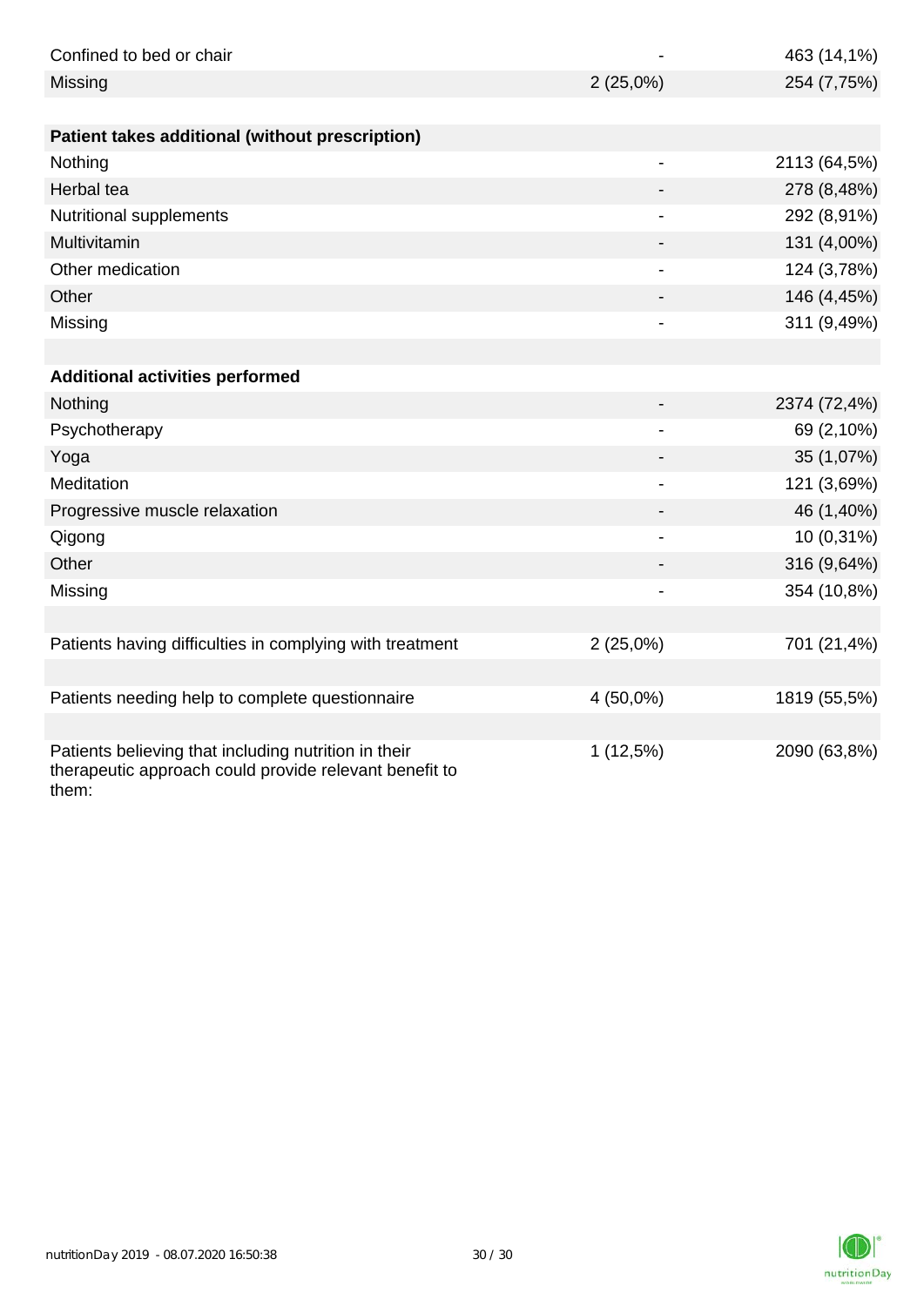| | | |
|---|---|---|
| Confined to bed or chair | - | 463 (14,1%) |
| Missing | 2 (25,0%) | 254 (7,75%) |
| | | |
| **Patient takes additional (without prescription)** | | |
| Nothing | - | 2113 (64,5%) |
| Herbal tea | - | 278 (8,48%) |
| Nutritional supplements | - | 292 (8,91%) |
| Multivitamin | - | 131 (4,00%) |
| Other medication | - | 124 (3,78%) |
| Other | - | 146 (4,45%) |
| Missing | - | 311 (9,49%) |
| | | |
| **Additional activities performed** | | |
| Nothing | - | 2374 (72,4%) |
| Psychotherapy | - | 69 (2,10%) |
| Yoga | - | 35 (1,07%) |
| Meditation | - | 121 (3,69%) |
| Progressive muscle relaxation | - | 46 (1,40%) |
| Qigong | - | 10 (0,31%) |
| Other | - | 316 (9,64%) |
| Missing | - | 354 (10,8%) |
| | | |
| Patients having difficulties in complying with treatment | 2 (25,0%) | 701 (21,4%) |
| | | |
| Patients needing help to complete questionnaire | 4 (50,0%) | 1819 (55,5%) |
| | | |
| Patients believing that including nutrition in their therapeutic approach could provide relevant benefit to them: | 1 (12,5%) | 2090 (63,8%) |